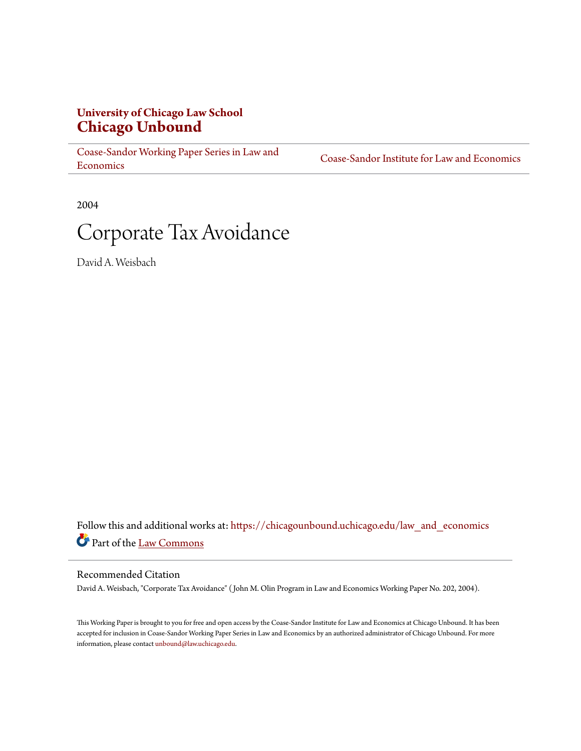# University of Chicago Law School
# Chicago Unbound

Coase-Sandor Working Paper Series in Law and Economics | Coase-Sandor Institute for Law and Economics

2004

# Corporate Tax Avoidance

David A. Weisbach

Follow this and additional works at: https://chicagounbound.uchicago.edu/law_and_economics

Part of the Law Commons

## Recommended Citation

David A. Weisbach, "Corporate Tax Avoidance" ( John M. Olin Program in Law and Economics Working Paper No. 202, 2004).

This Working Paper is brought to you for free and open access by the Coase-Sandor Institute for Law and Economics at Chicago Unbound. It has been accepted for inclusion in Coase-Sandor Working Paper Series in Law and Economics by an authorized administrator of Chicago Unbound. For more information, please contact unbound@law.uchicago.edu.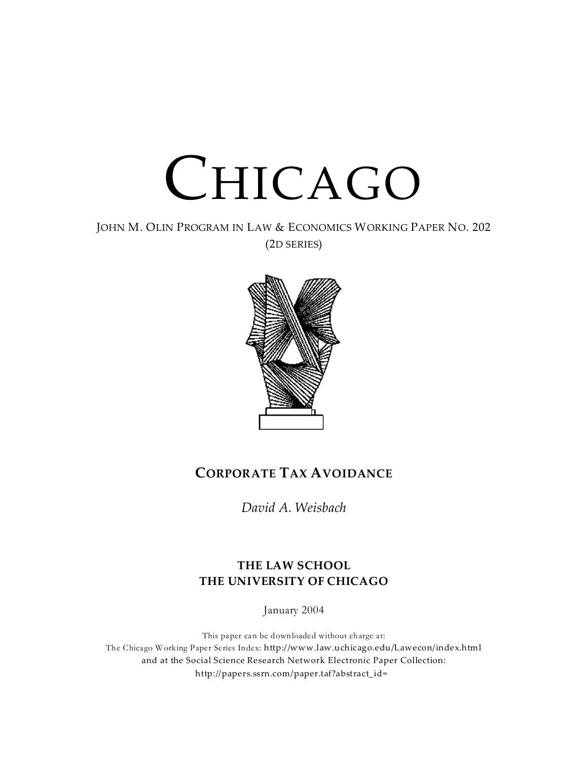# CHICAGO

JOHN M. OLIN PROGRAM IN LAW & ECONOMICS WORKING PAPER NO. 202
(2D SERIES)

## CORPORATE TAX AVOIDANCE

*David A. Weisbach*

**THE LAW SCHOOL**
**THE UNIVERSITY OF CHICAGO**

January 2004

This paper can be downloaded without charge at:
The Chicago Working Paper Series Index: http://www.law.uchicago.edu/Lawecon/index.html
and at the Social Science Research Network Electronic Paper Collection:
http://papers.ssrn.com/paper.taf?abstract_id=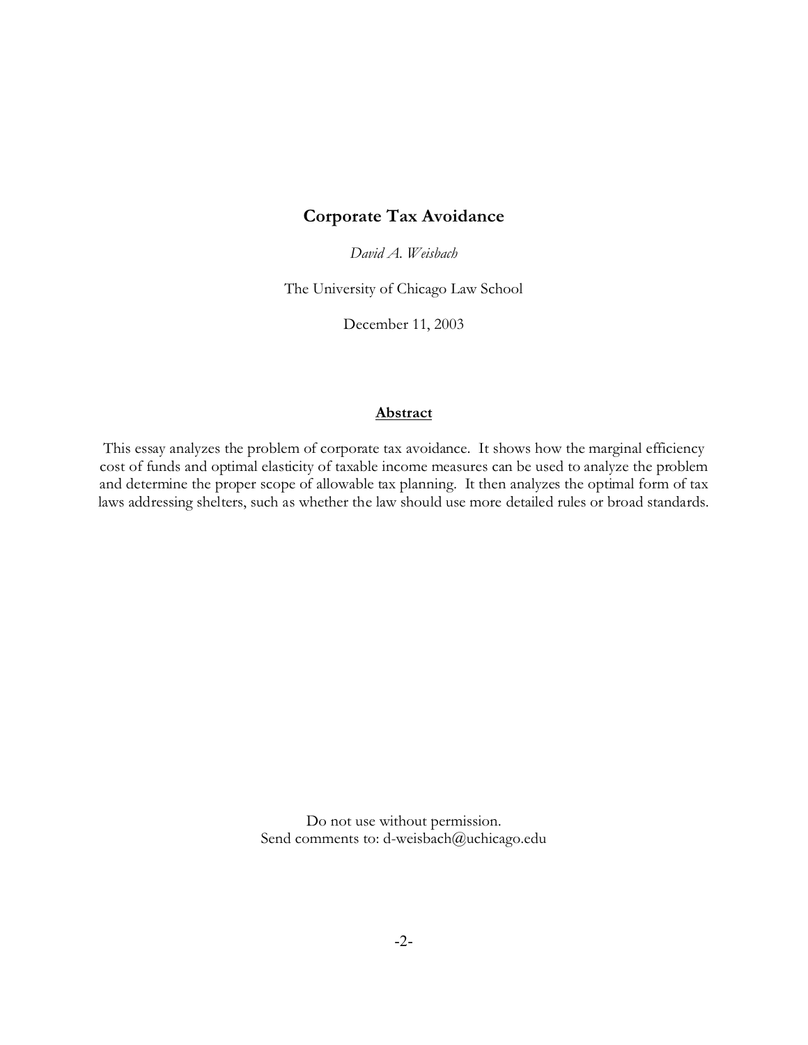# Corporate Tax Avoidance

*David A. Weisbach*

The University of Chicago Law School

December 11, 2003

## Abstract

This essay analyzes the problem of corporate tax avoidance. It shows how the marginal efficiency cost of funds and optimal elasticity of taxable income measures can be used to analyze the problem and determine the proper scope of allowable tax planning. It then analyzes the optimal form of tax laws addressing shelters, such as whether the law should use more detailed rules or broad standards.

Do not use without permission.
Send comments to: d-weisbach@uchicago.edu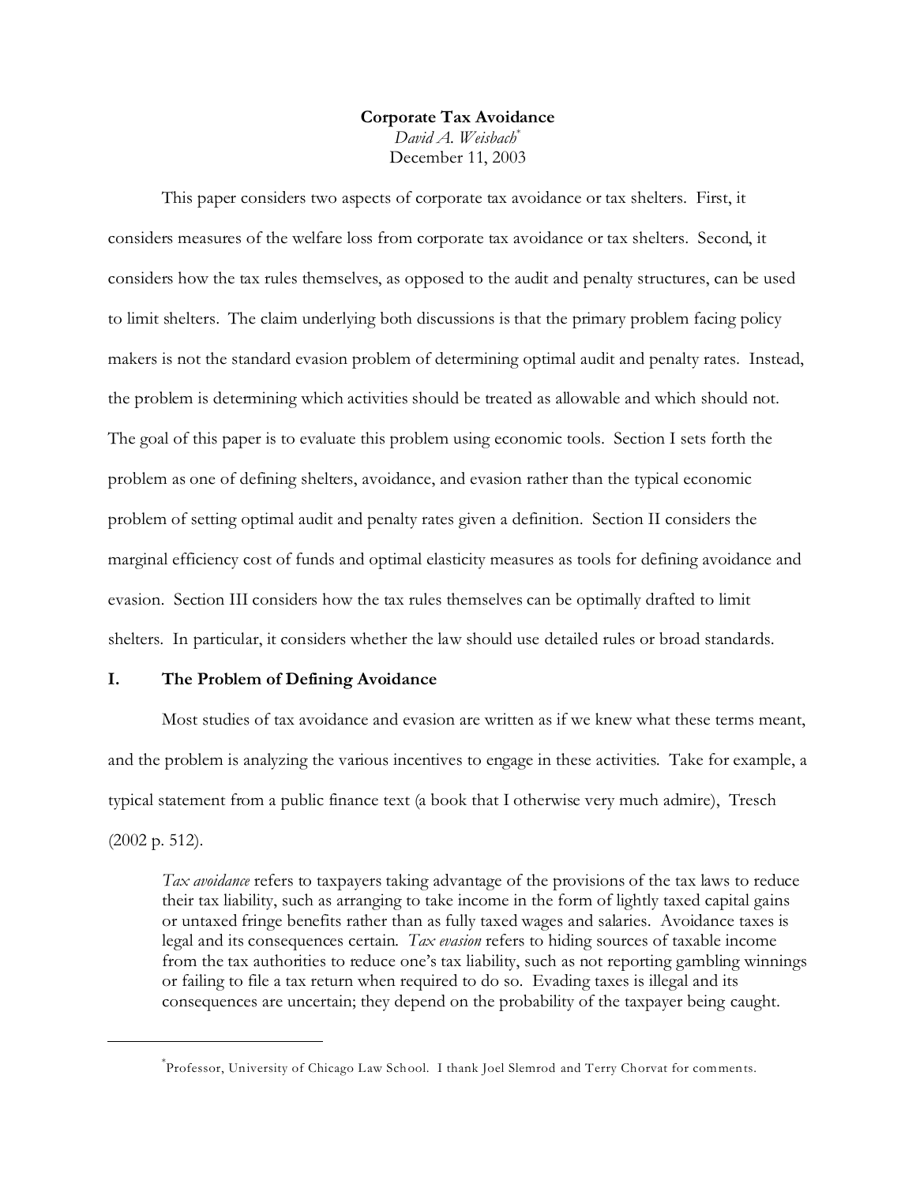**Corporate Tax Avoidance**

*David A. Weisbach*[*]

December 11, 2003

This paper considers two aspects of corporate tax avoidance or tax shelters. First, it considers measures of the welfare loss from corporate tax avoidance or tax shelters. Second, it considers how the tax rules themselves, as opposed to the audit and penalty structures, can be used to limit shelters. The claim underlying both discussions is that the primary problem facing policy makers is not the standard evasion problem of determining optimal audit and penalty rates. Instead, the problem is determining which activities should be treated as allowable and which should not. The goal of this paper is to evaluate this problem using economic tools. Section I sets forth the problem as one of defining shelters, avoidance, and evasion rather than the typical economic problem of setting optimal audit and penalty rates given a definition. Section II considers the marginal efficiency cost of funds and optimal elasticity measures as tools for defining avoidance and evasion. Section III considers how the tax rules themselves can be optimally drafted to limit shelters. In particular, it considers whether the law should use detailed rules or broad standards.

## I. The Problem of Defining Avoidance

Most studies of tax avoidance and evasion are written as if we knew what these terms meant, and the problem is analyzing the various incentives to engage in these activities. Take for example, a typical statement from a public finance text (a book that I otherwise very much admire), Tresch (2002 p. 512).

> *Tax avoidance* refers to taxpayers taking advantage of the provisions of the tax laws to reduce their tax liability, such as arranging to take income in the form of lightly taxed capital gains or untaxed fringe benefits rather than as fully taxed wages and salaries. Avoidance taxes is legal and its consequences certain. *Tax evasion* refers to hiding sources of taxable income from the tax authorities to reduce one's tax liability, such as not reporting gambling winnings or failing to file a tax return when required to do so. Evading taxes is illegal and its consequences are uncertain; they depend on the probability of the taxpayer being caught.

---

[*] Professor, University of Chicago Law School. I thank Joel Slemrod and Terry Chorvat for comments.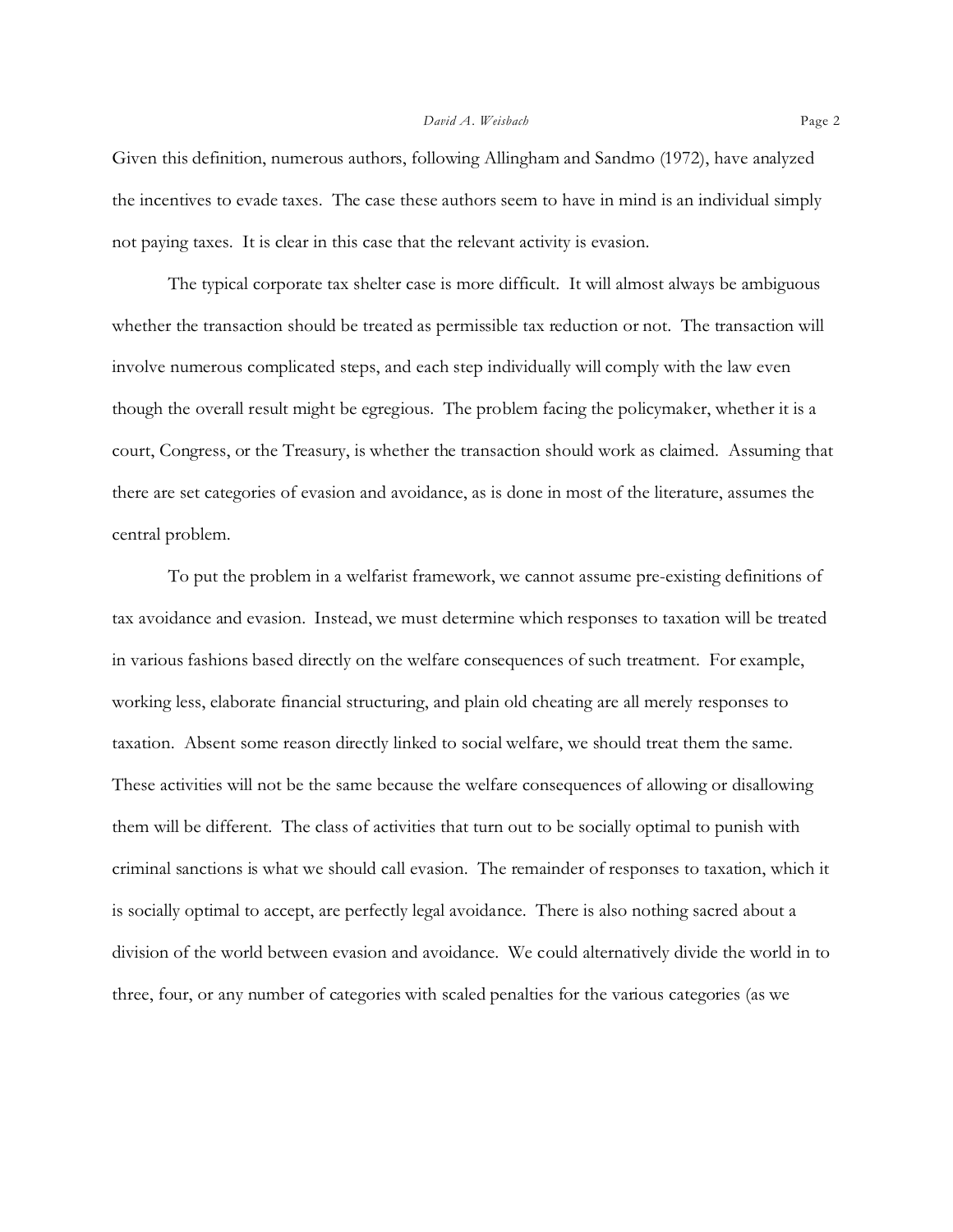Given this definition, numerous authors, following Allingham and Sandmo (1972), have analyzed the incentives to evade taxes. The case these authors seem to have in mind is an individual simply not paying taxes. It is clear in this case that the relevant activity is evasion.

The typical corporate tax shelter case is more difficult. It will almost always be ambiguous whether the transaction should be treated as permissible tax reduction or not. The transaction will involve numerous complicated steps, and each step individually will comply with the law even though the overall result might be egregious. The problem facing the policymaker, whether it is a court, Congress, or the Treasury, is whether the transaction should work as claimed. Assuming that there are set categories of evasion and avoidance, as is done in most of the literature, assumes the central problem.

To put the problem in a welfarist framework, we cannot assume pre-existing definitions of tax avoidance and evasion. Instead, we must determine which responses to taxation will be treated in various fashions based directly on the welfare consequences of such treatment. For example, working less, elaborate financial structuring, and plain old cheating are all merely responses to taxation. Absent some reason directly linked to social welfare, we should treat them the same. These activities will not be the same because the welfare consequences of allowing or disallowing them will be different. The class of activities that turn out to be socially optimal to punish with criminal sanctions is what we should call evasion. The remainder of responses to taxation, which it is socially optimal to accept, are perfectly legal avoidance. There is also nothing sacred about a division of the world between evasion and avoidance. We could alternatively divide the world in to three, four, or any number of categories with scaled penalties for the various categories (as we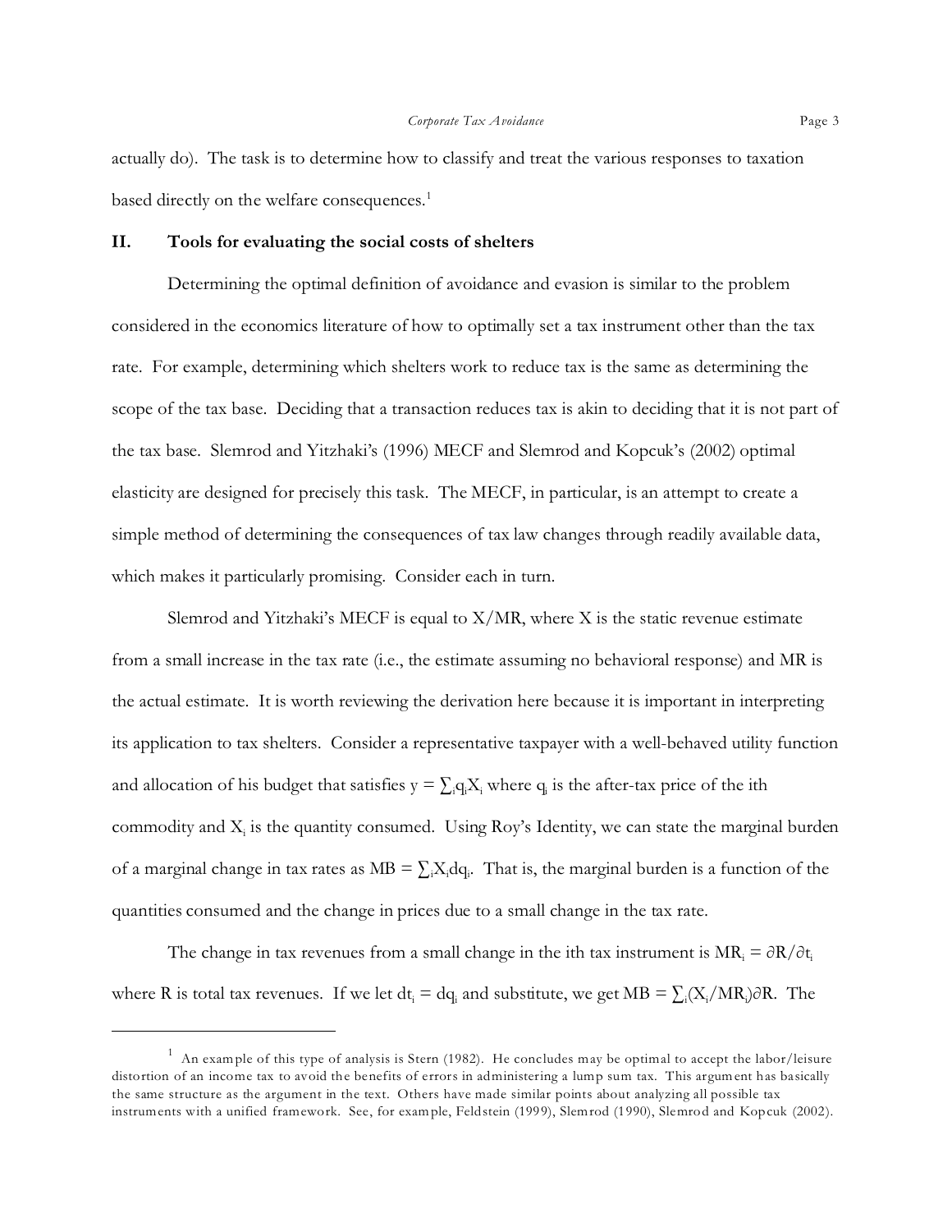actually do). The task is to determine how to classify and treat the various responses to taxation based directly on the welfare consequences.[1]

## II. Tools for evaluating the social costs of shelters

Determining the optimal definition of avoidance and evasion is similar to the problem considered in the economics literature of how to optimally set a tax instrument other than the tax rate. For example, determining which shelters work to reduce tax is the same as determining the scope of the tax base. Deciding that a transaction reduces tax is akin to deciding that it is not part of the tax base. Slemrod and Yitzhaki's (1996) MECF and Slemrod and Kopcuk's (2002) optimal elasticity are designed for precisely this task. The MECF, in particular, is an attempt to create a simple method of determining the consequences of tax law changes through readily available data, which makes it particularly promising. Consider each in turn.

Slemrod and Yitzhaki's MECF is equal to X/MR, where X is the static revenue estimate from a small increase in the tax rate (i.e., the estimate assuming no behavioral response) and MR is the actual estimate. It is worth reviewing the derivation here because it is important in interpreting its application to tax shelters. Consider a representative taxpayer with a well-behaved utility function and allocation of his budget that satisfies $y = \sum_i q_i X_i$ where $q_i$ is the after-tax price of the ith commodity and $X_i$ is the quantity consumed. Using Roy's Identity, we can state the marginal burden of a marginal change in tax rates as $MB = \sum_i X_i dq_i$. That is, the marginal burden is a function of the quantities consumed and the change in prices due to a small change in the tax rate.

The change in tax revenues from a small change in the ith tax instrument is $MR_i = \partial R/\partial t_i$ where R is total tax revenues. If we let $dt_i = dq_i$ and substitute, we get $MB = \sum_i (X_i/MR_i)\partial R$. The

[1] An example of this type of analysis is Stern (1982). He concludes may be optimal to accept the labor/leisure distortion of an income tax to avoid the benefits of errors in administering a lump sum tax. This argument has basically the same structure as the argument in the text. Others have made similar points about analyzing all possible tax instruments with a unified framework. See, for example, Feldstein (1999), Slemrod (1990), Slemrod and Kopcuk (2002).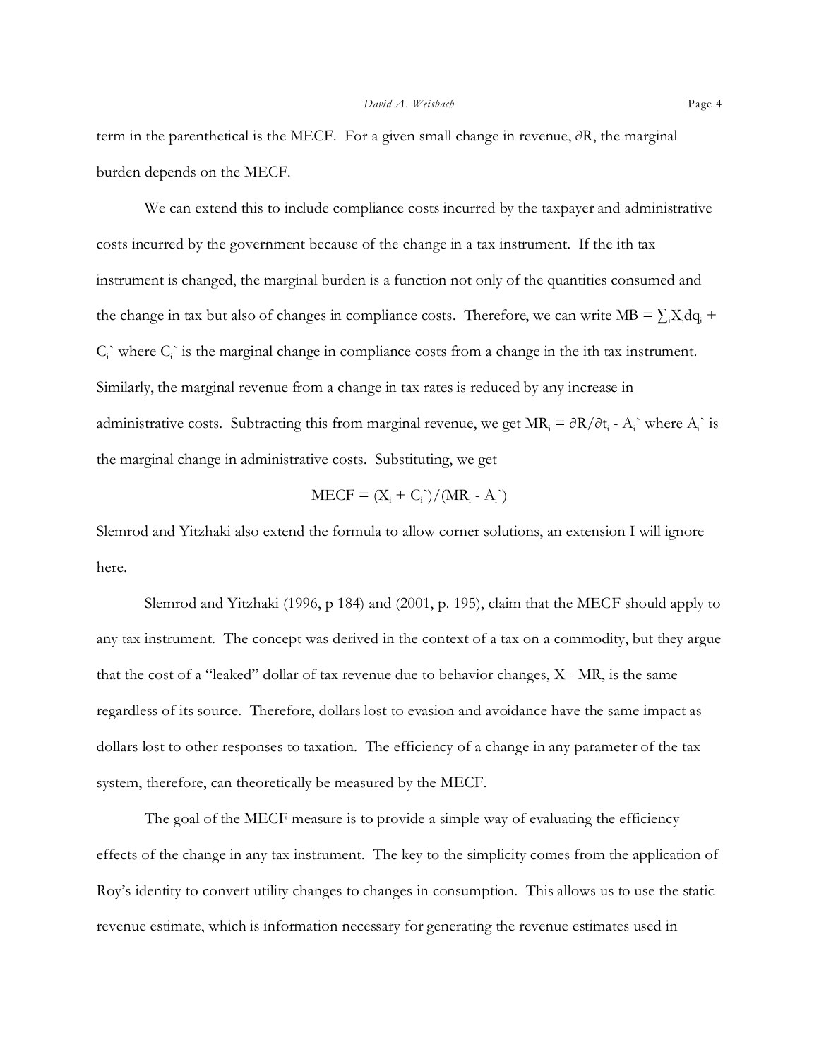term in the parenthetical is the MECF. For a given small change in revenue, $\partial R$, the marginal burden depends on the MECF.

We can extend this to include compliance costs incurred by the taxpayer and administrative costs incurred by the government because of the change in a tax instrument. If the ith tax instrument is changed, the marginal burden is a function not only of the quantities consumed and the change in tax but also of changes in compliance costs. Therefore, we can write $MB = \sum_i X_i dq_i + C_i`$ where $C_i`$ is the marginal change in compliance costs from a change in the ith tax instrument. Similarly, the marginal revenue from a change in tax rates is reduced by any increase in administrative costs. Subtracting this from marginal revenue, we get $MR_i = \partial R/\partial t_i - A_i`$ where $A_i`$ is the marginal change in administrative costs. Substituting, we get

$$MECF = (X_i + C_i`)/(MR_i - A_i`)$$

Slemrod and Yitzhaki also extend the formula to allow corner solutions, an extension I will ignore here.

Slemrod and Yitzhaki (1996, p 184) and (2001, p. 195), claim that the MECF should apply to any tax instrument. The concept was derived in the context of a tax on a commodity, but they argue that the cost of a "leaked" dollar of tax revenue due to behavior changes, $X - MR$, is the same regardless of its source. Therefore, dollars lost to evasion and avoidance have the same impact as dollars lost to other responses to taxation. The efficiency of a change in any parameter of the tax system, therefore, can theoretically be measured by the MECF.

The goal of the MECF measure is to provide a simple way of evaluating the efficiency effects of the change in any tax instrument. The key to the simplicity comes from the application of Roy's identity to convert utility changes to changes in consumption. This allows us to use the static revenue estimate, which is information necessary for generating the revenue estimates used in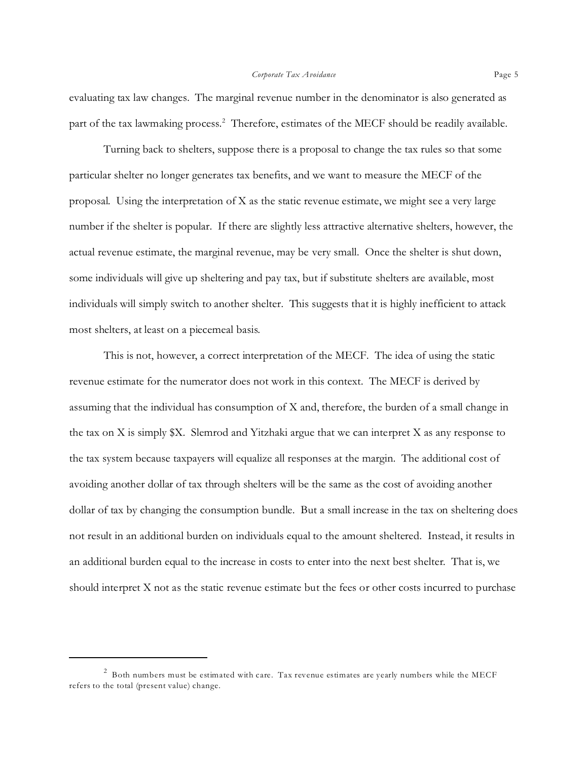evaluating tax law changes. The marginal revenue number in the denominator is also generated as part of the tax lawmaking process.[2] Therefore, estimates of the MECF should be readily available.

Turning back to shelters, suppose there is a proposal to change the tax rules so that some particular shelter no longer generates tax benefits, and we want to measure the MECF of the proposal. Using the interpretation of X as the static revenue estimate, we might see a very large number if the shelter is popular. If there are slightly less attractive alternative shelters, however, the actual revenue estimate, the marginal revenue, may be very small. Once the shelter is shut down, some individuals will give up sheltering and pay tax, but if substitute shelters are available, most individuals will simply switch to another shelter. This suggests that it is highly inefficient to attack most shelters, at least on a piecemeal basis.

This is not, however, a correct interpretation of the MECF. The idea of using the static revenue estimate for the numerator does not work in this context. The MECF is derived by assuming that the individual has consumption of X and, therefore, the burden of a small change in the tax on X is simply $X. Slemrod and Yitzhaki argue that we can interpret X as any response to the tax system because taxpayers will equalize all responses at the margin. The additional cost of avoiding another dollar of tax through shelters will be the same as the cost of avoiding another dollar of tax by changing the consumption bundle. But a small increase in the tax on sheltering does not result in an additional burden on individuals equal to the amount sheltered. Instead, it results in an additional burden equal to the increase in costs to enter into the next best shelter. That is, we should interpret X not as the static revenue estimate but the fees or other costs incurred to purchase

---

[2] Both numbers must be estimated with care. Tax revenue estimates are yearly numbers while the MECF refers to the total (present value) change.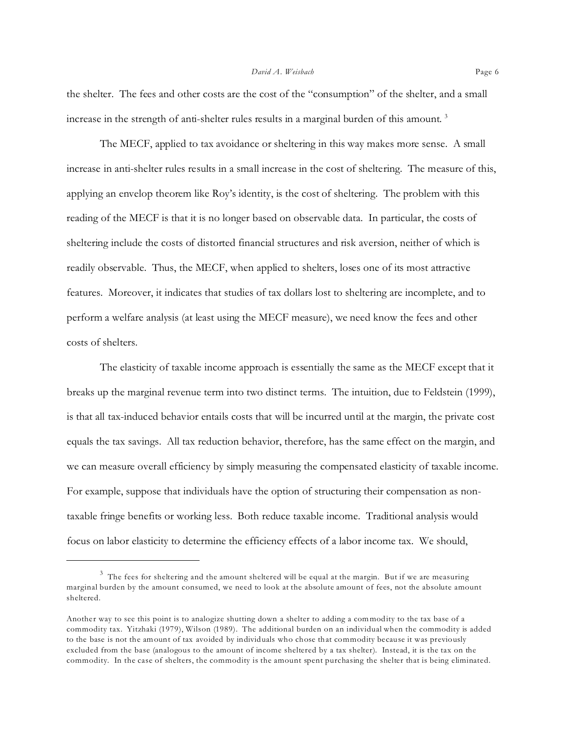the shelter. The fees and other costs are the cost of the "consumption" of the shelter, and a small increase in the strength of anti-shelter rules results in a marginal burden of this amount. [3]

The MECF, applied to tax avoidance or sheltering in this way makes more sense. A small increase in anti-shelter rules results in a small increase in the cost of sheltering. The measure of this, applying an envelop theorem like Roy's identity, is the cost of sheltering. The problem with this reading of the MECF is that it is no longer based on observable data. In particular, the costs of sheltering include the costs of distorted financial structures and risk aversion, neither of which is readily observable. Thus, the MECF, when applied to shelters, loses one of its most attractive features. Moreover, it indicates that studies of tax dollars lost to sheltering are incomplete, and to perform a welfare analysis (at least using the MECF measure), we need know the fees and other costs of shelters.

The elasticity of taxable income approach is essentially the same as the MECF except that it breaks up the marginal revenue term into two distinct terms. The intuition, due to Feldstein (1999), is that all tax-induced behavior entails costs that will be incurred until at the margin, the private cost equals the tax savings. All tax reduction behavior, therefore, has the same effect on the margin, and we can measure overall efficiency by simply measuring the compensated elasticity of taxable income. For example, suppose that individuals have the option of structuring their compensation as non-taxable fringe benefits or working less. Both reduce taxable income. Traditional analysis would focus on labor elasticity to determine the efficiency effects of a labor income tax. We should,

---

[3] The fees for sheltering and the amount sheltered will be equal at the margin. But if we are measuring marginal burden by the amount consumed, we need to look at the absolute amount of fees, not the absolute amount sheltered.

Another way to see this point is to analogize shutting down a shelter to adding a commodity to the tax base of a commodity tax. Yitzhaki (1979), Wilson (1989). The additional burden on an individual when the commodity is added to the base is not the amount of tax avoided by individuals who chose that commodity because it was previously excluded from the base (analogous to the amount of income sheltered by a tax shelter). Instead, it is the tax on the commodity. In the case of shelters, the commodity is the amount spent purchasing the shelter that is being eliminated.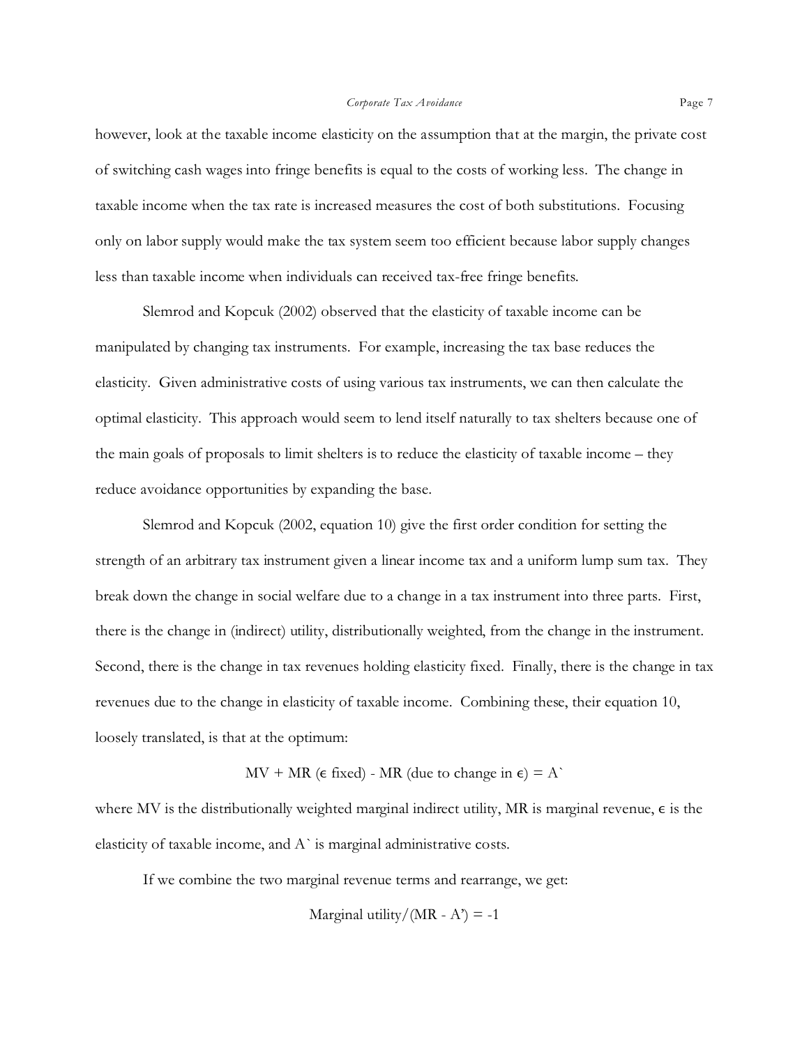however, look at the taxable income elasticity on the assumption that at the margin, the private cost of switching cash wages into fringe benefits is equal to the costs of working less. The change in taxable income when the tax rate is increased measures the cost of both substitutions. Focusing only on labor supply would make the tax system seem too efficient because labor supply changes less than taxable income when individuals can received tax-free fringe benefits.

Slemrod and Kopcuk (2002) observed that the elasticity of taxable income can be manipulated by changing tax instruments. For example, increasing the tax base reduces the elasticity. Given administrative costs of using various tax instruments, we can then calculate the optimal elasticity. This approach would seem to lend itself naturally to tax shelters because one of the main goals of proposals to limit shelters is to reduce the elasticity of taxable income – they reduce avoidance opportunities by expanding the base.

Slemrod and Kopcuk (2002, equation 10) give the first order condition for setting the strength of an arbitrary tax instrument given a linear income tax and a uniform lump sum tax. They break down the change in social welfare due to a change in a tax instrument into three parts. First, there is the change in (indirect) utility, distributionally weighted, from the change in the instrument. Second, there is the change in tax revenues holding elasticity fixed. Finally, there is the change in tax revenues due to the change in elasticity of taxable income. Combining these, their equation 10, loosely translated, is that at the optimum:

$$\text{MV} + \text{MR } (\epsilon \text{ fixed}) - \text{MR (due to change in } \epsilon) = \text{A}`$$

where MV is the distributionally weighted marginal indirect utility, MR is marginal revenue, $\epsilon$ is the elasticity of taxable income, and A` is marginal administrative costs.

If we combine the two marginal revenue terms and rearrange, we get:

$$\text{Marginal utility}/(\text{MR} - \text{A}') = -1$$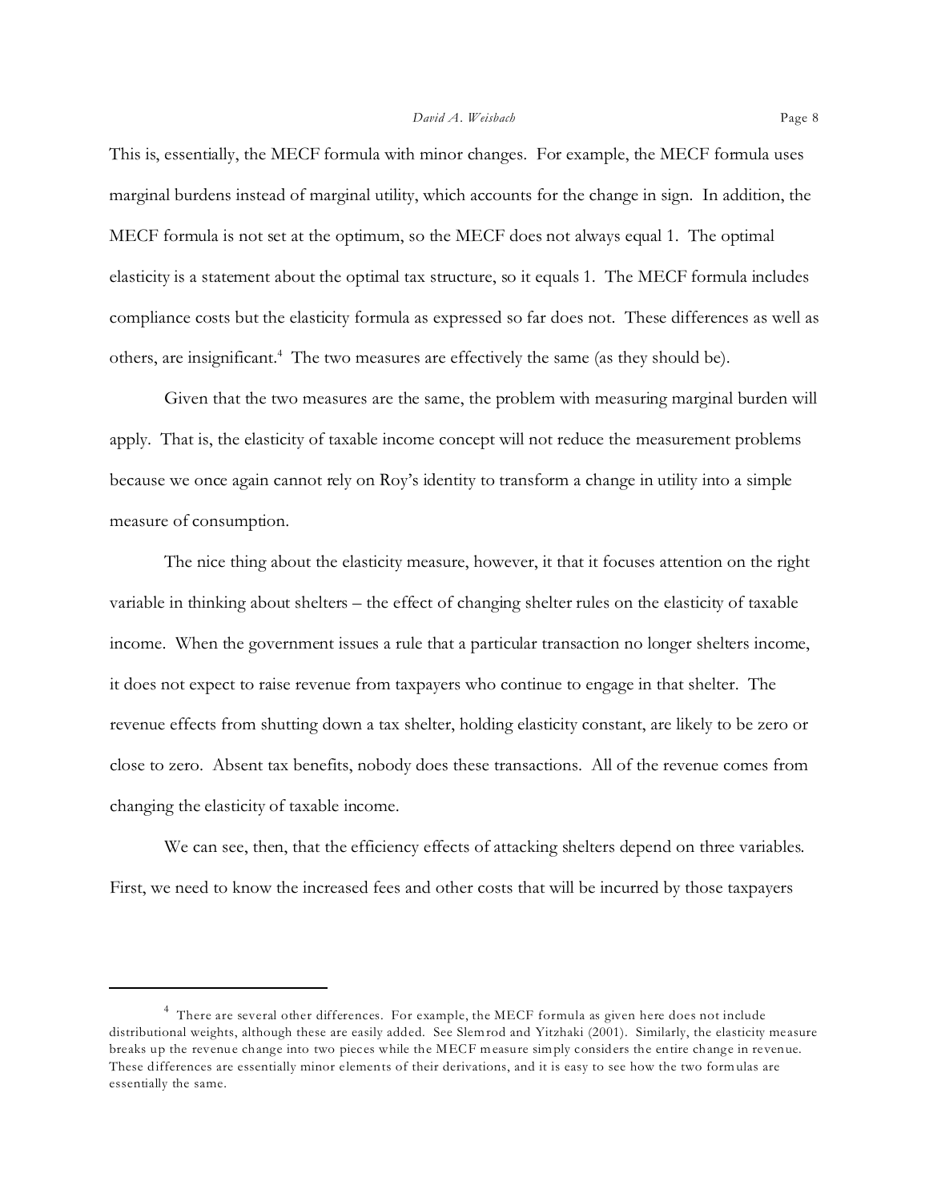This is, essentially, the MECF formula with minor changes. For example, the MECF formula uses marginal burdens instead of marginal utility, which accounts for the change in sign. In addition, the MECF formula is not set at the optimum, so the MECF does not always equal 1. The optimal elasticity is a statement about the optimal tax structure, so it equals 1. The MECF formula includes compliance costs but the elasticity formula as expressed so far does not. These differences as well as others, are insignificant.[4] The two measures are effectively the same (as they should be).

Given that the two measures are the same, the problem with measuring marginal burden will apply. That is, the elasticity of taxable income concept will not reduce the measurement problems because we once again cannot rely on Roy's identity to transform a change in utility into a simple measure of consumption.

The nice thing about the elasticity measure, however, it that it focuses attention on the right variable in thinking about shelters – the effect of changing shelter rules on the elasticity of taxable income. When the government issues a rule that a particular transaction no longer shelters income, it does not expect to raise revenue from taxpayers who continue to engage in that shelter. The revenue effects from shutting down a tax shelter, holding elasticity constant, are likely to be zero or close to zero. Absent tax benefits, nobody does these transactions. All of the revenue comes from changing the elasticity of taxable income.

We can see, then, that the efficiency effects of attacking shelters depend on three variables. First, we need to know the increased fees and other costs that will be incurred by those taxpayers

---

[4] There are several other differences. For example, the MECF formula as given here does not include distributional weights, although these are easily added. See Slemrod and Yitzhaki (2001). Similarly, the elasticity measure breaks up the revenue change into two pieces while the MECF measure simply considers the entire change in revenue. These differences are essentially minor elements of their derivations, and it is easy to see how the two formulas are essentially the same.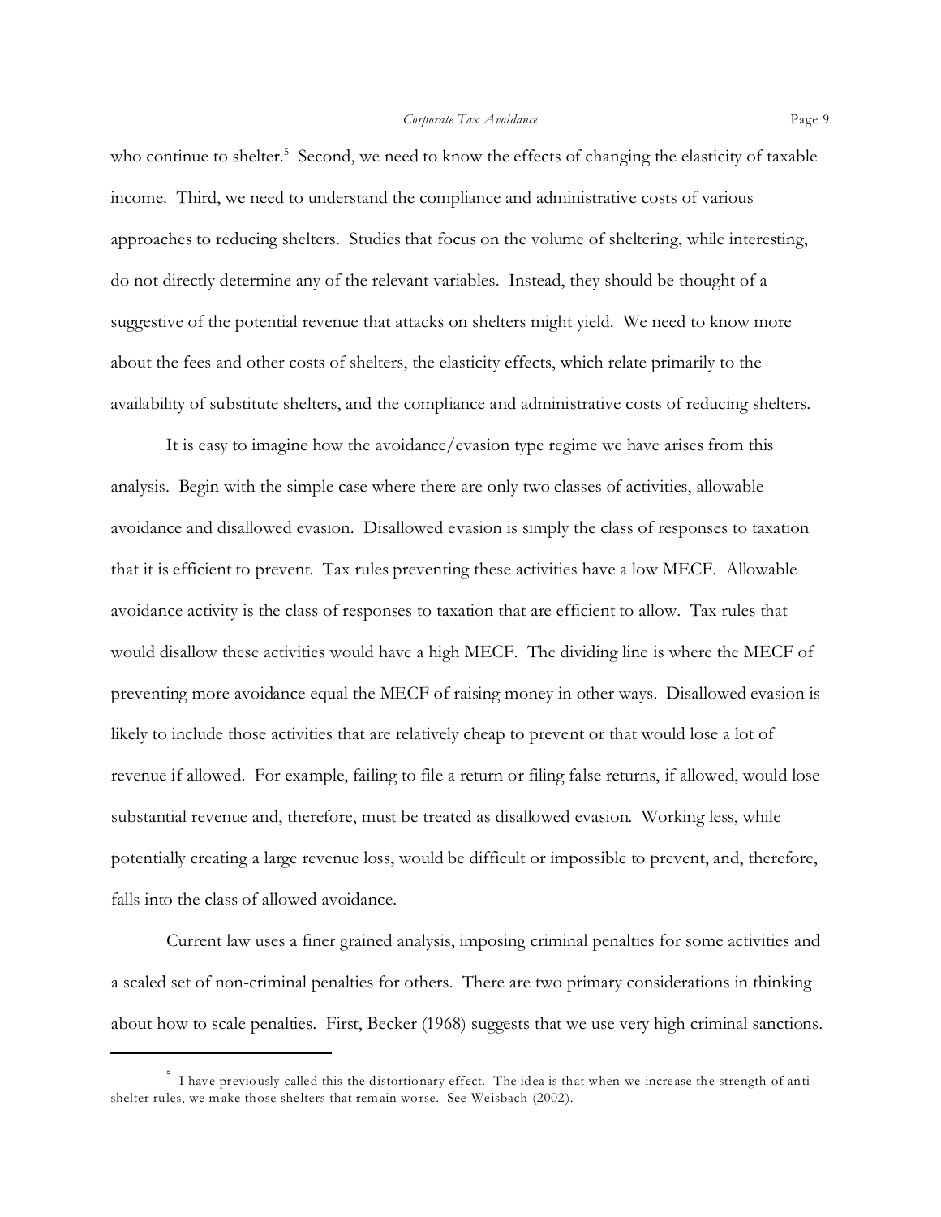who continue to shelter.[5] Second, we need to know the effects of changing the elasticity of taxable income. Third, we need to understand the compliance and administrative costs of various approaches to reducing shelters. Studies that focus on the volume of sheltering, while interesting, do not directly determine any of the relevant variables. Instead, they should be thought of a suggestive of the potential revenue that attacks on shelters might yield. We need to know more about the fees and other costs of shelters, the elasticity effects, which relate primarily to the availability of substitute shelters, and the compliance and administrative costs of reducing shelters.

It is easy to imagine how the avoidance/evasion type regime we have arises from this analysis. Begin with the simple case where there are only two classes of activities, allowable avoidance and disallowed evasion. Disallowed evasion is simply the class of responses to taxation that it is efficient to prevent. Tax rules preventing these activities have a low MECF. Allowable avoidance activity is the class of responses to taxation that are efficient to allow. Tax rules that would disallow these activities would have a high MECF. The dividing line is where the MECF of preventing more avoidance equal the MECF of raising money in other ways. Disallowed evasion is likely to include those activities that are relatively cheap to prevent or that would lose a lot of revenue if allowed. For example, failing to file a return or filing false returns, if allowed, would lose substantial revenue and, therefore, must be treated as disallowed evasion. Working less, while potentially creating a large revenue loss, would be difficult or impossible to prevent, and, therefore, falls into the class of allowed avoidance.

Current law uses a finer grained analysis, imposing criminal penalties for some activities and a scaled set of non-criminal penalties for others. There are two primary considerations in thinking about how to scale penalties. First, Becker (1968) suggests that we use very high criminal sanctions.

---

[5] I have previously called this the distortionary effect. The idea is that when we increase the strength of anti-shelter rules, we make those shelters that remain worse. See Weisbach (2002).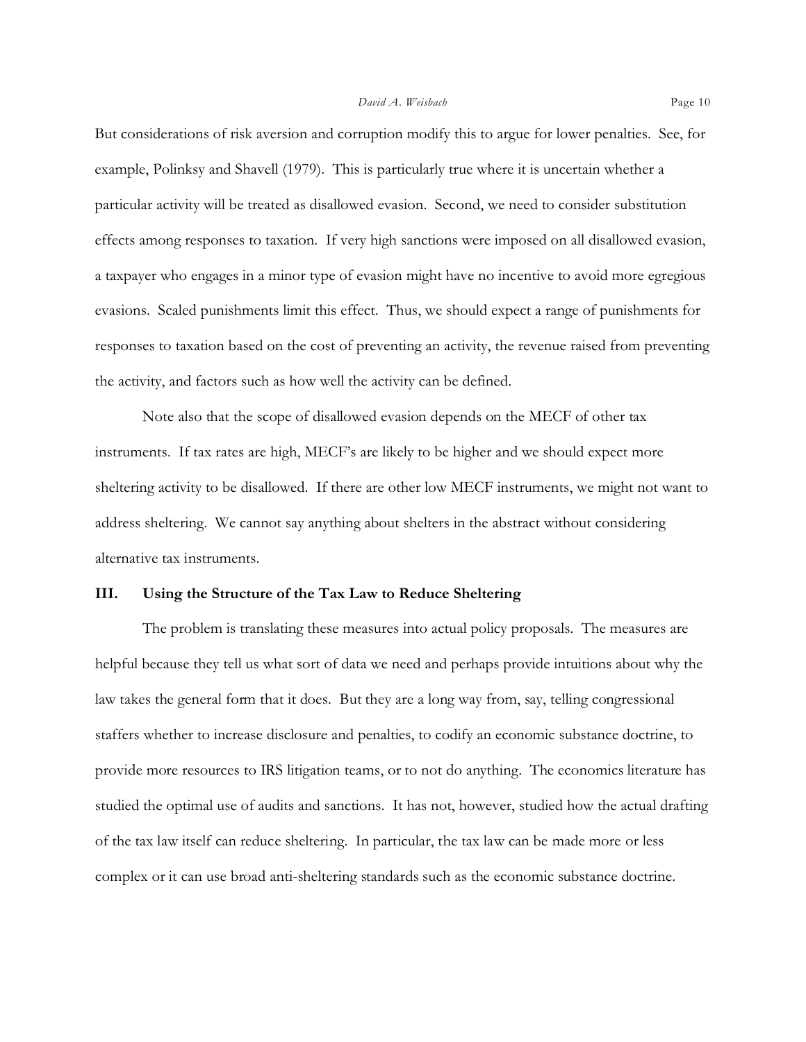But considerations of risk aversion and corruption modify this to argue for lower penalties. See, for example, Polinksy and Shavell (1979). This is particularly true where it is uncertain whether a particular activity will be treated as disallowed evasion. Second, we need to consider substitution effects among responses to taxation. If very high sanctions were imposed on all disallowed evasion, a taxpayer who engages in a minor type of evasion might have no incentive to avoid more egregious evasions. Scaled punishments limit this effect. Thus, we should expect a range of punishments for responses to taxation based on the cost of preventing an activity, the revenue raised from preventing the activity, and factors such as how well the activity can be defined.

Note also that the scope of disallowed evasion depends on the MECF of other tax instruments. If tax rates are high, MECF's are likely to be higher and we should expect more sheltering activity to be disallowed. If there are other low MECF instruments, we might not want to address sheltering. We cannot say anything about shelters in the abstract without considering alternative tax instruments.

## III. Using the Structure of the Tax Law to Reduce Sheltering

The problem is translating these measures into actual policy proposals. The measures are helpful because they tell us what sort of data we need and perhaps provide intuitions about why the law takes the general form that it does. But they are a long way from, say, telling congressional staffers whether to increase disclosure and penalties, to codify an economic substance doctrine, to provide more resources to IRS litigation teams, or to not do anything. The economics literature has studied the optimal use of audits and sanctions. It has not, however, studied how the actual drafting of the tax law itself can reduce sheltering. In particular, the tax law can be made more or less complex or it can use broad anti-sheltering standards such as the economic substance doctrine.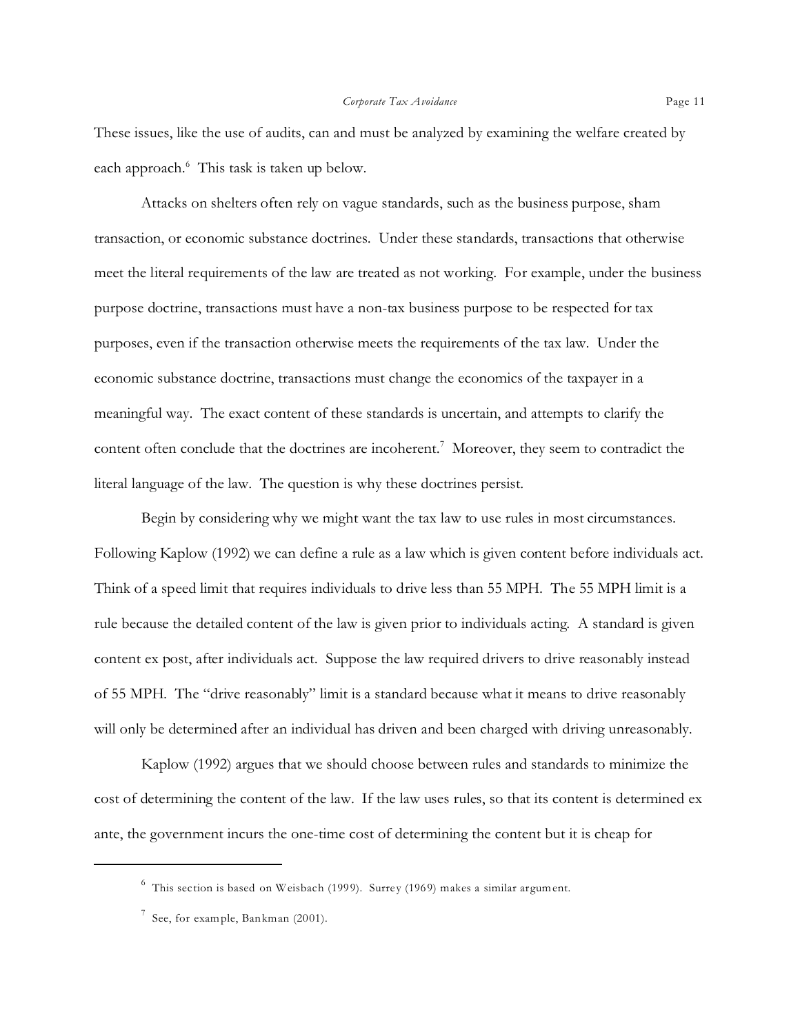These issues, like the use of audits, can and must be analyzed by examining the welfare created by each approach.[6] This task is taken up below.

Attacks on shelters often rely on vague standards, such as the business purpose, sham transaction, or economic substance doctrines. Under these standards, transactions that otherwise meet the literal requirements of the law are treated as not working. For example, under the business purpose doctrine, transactions must have a non-tax business purpose to be respected for tax purposes, even if the transaction otherwise meets the requirements of the tax law. Under the economic substance doctrine, transactions must change the economics of the taxpayer in a meaningful way. The exact content of these standards is uncertain, and attempts to clarify the content often conclude that the doctrines are incoherent.[7] Moreover, they seem to contradict the literal language of the law. The question is why these doctrines persist.

Begin by considering why we might want the tax law to use rules in most circumstances. Following Kaplow (1992) we can define a rule as a law which is given content before individuals act. Think of a speed limit that requires individuals to drive less than 55 MPH. The 55 MPH limit is a rule because the detailed content of the law is given prior to individuals acting. A standard is given content ex post, after individuals act. Suppose the law required drivers to drive reasonably instead of 55 MPH. The "drive reasonably" limit is a standard because what it means to drive reasonably will only be determined after an individual has driven and been charged with driving unreasonably.

Kaplow (1992) argues that we should choose between rules and standards to minimize the cost of determining the content of the law. If the law uses rules, so that its content is determined ex ante, the government incurs the one-time cost of determining the content but it is cheap for

---

[6] This section is based on Weisbach (1999). Surrey (1969) makes a similar argument.

[7] See, for example, Bankman (2001).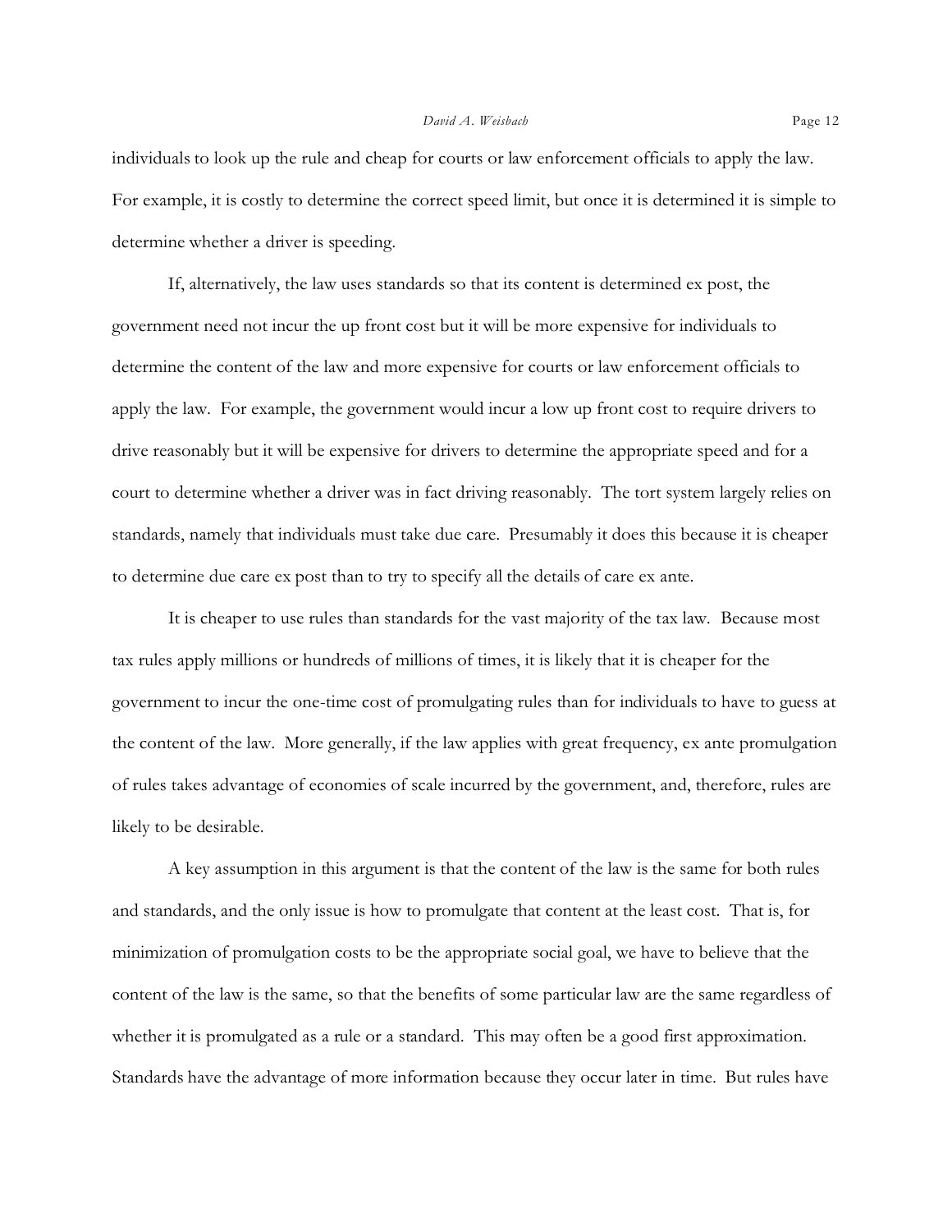individuals to look up the rule and cheap for courts or law enforcement officials to apply the law. For example, it is costly to determine the correct speed limit, but once it is determined it is simple to determine whether a driver is speeding.

If, alternatively, the law uses standards so that its content is determined ex post, the government need not incur the up front cost but it will be more expensive for individuals to determine the content of the law and more expensive for courts or law enforcement officials to apply the law. For example, the government would incur a low up front cost to require drivers to drive reasonably but it will be expensive for drivers to determine the appropriate speed and for a court to determine whether a driver was in fact driving reasonably. The tort system largely relies on standards, namely that individuals must take due care. Presumably it does this because it is cheaper to determine due care ex post than to try to specify all the details of care ex ante.

It is cheaper to use rules than standards for the vast majority of the tax law. Because most tax rules apply millions or hundreds of millions of times, it is likely that it is cheaper for the government to incur the one-time cost of promulgating rules than for individuals to have to guess at the content of the law. More generally, if the law applies with great frequency, ex ante promulgation of rules takes advantage of economies of scale incurred by the government, and, therefore, rules are likely to be desirable.

A key assumption in this argument is that the content of the law is the same for both rules and standards, and the only issue is how to promulgate that content at the least cost. That is, for minimization of promulgation costs to be the appropriate social goal, we have to believe that the content of the law is the same, so that the benefits of some particular law are the same regardless of whether it is promulgated as a rule or a standard. This may often be a good first approximation. Standards have the advantage of more information because they occur later in time. But rules have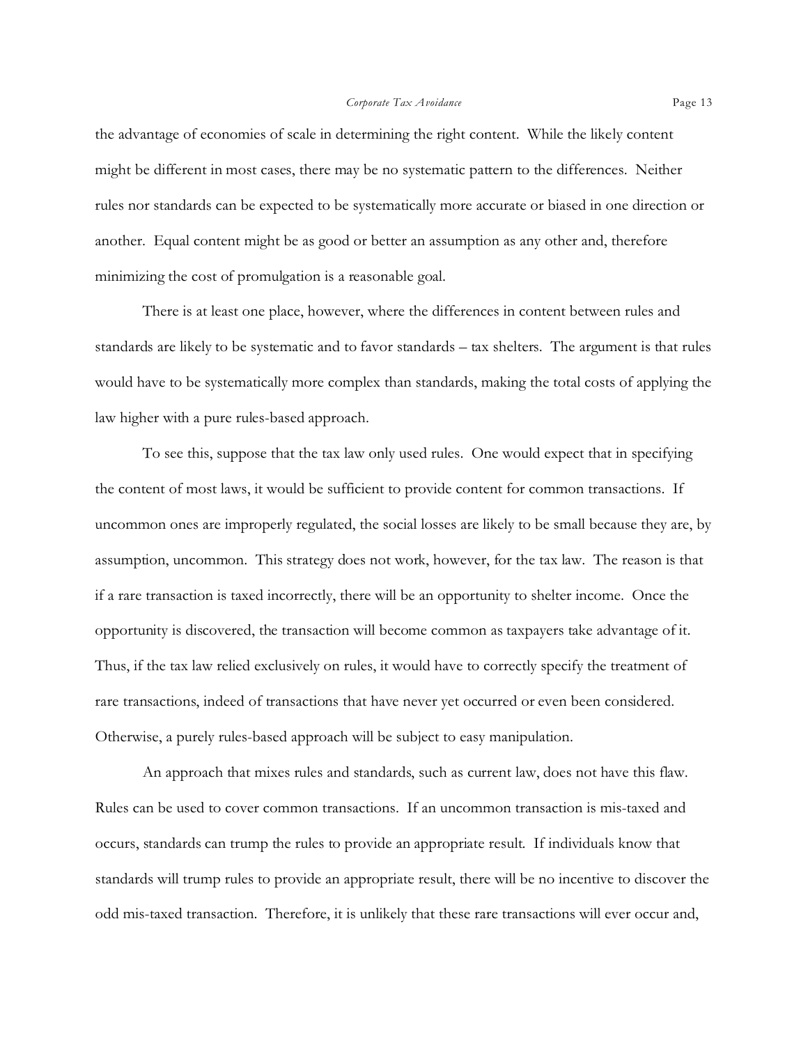the advantage of economies of scale in determining the right content. While the likely content might be different in most cases, there may be no systematic pattern to the differences. Neither rules nor standards can be expected to be systematically more accurate or biased in one direction or another. Equal content might be as good or better an assumption as any other and, therefore minimizing the cost of promulgation is a reasonable goal.

There is at least one place, however, where the differences in content between rules and standards are likely to be systematic and to favor standards – tax shelters. The argument is that rules would have to be systematically more complex than standards, making the total costs of applying the law higher with a pure rules-based approach.

To see this, suppose that the tax law only used rules. One would expect that in specifying the content of most laws, it would be sufficient to provide content for common transactions. If uncommon ones are improperly regulated, the social losses are likely to be small because they are, by assumption, uncommon. This strategy does not work, however, for the tax law. The reason is that if a rare transaction is taxed incorrectly, there will be an opportunity to shelter income. Once the opportunity is discovered, the transaction will become common as taxpayers take advantage of it. Thus, if the tax law relied exclusively on rules, it would have to correctly specify the treatment of rare transactions, indeed of transactions that have never yet occurred or even been considered. Otherwise, a purely rules-based approach will be subject to easy manipulation.

An approach that mixes rules and standards, such as current law, does not have this flaw. Rules can be used to cover common transactions. If an uncommon transaction is mis-taxed and occurs, standards can trump the rules to provide an appropriate result. If individuals know that standards will trump rules to provide an appropriate result, there will be no incentive to discover the odd mis-taxed transaction. Therefore, it is unlikely that these rare transactions will ever occur and,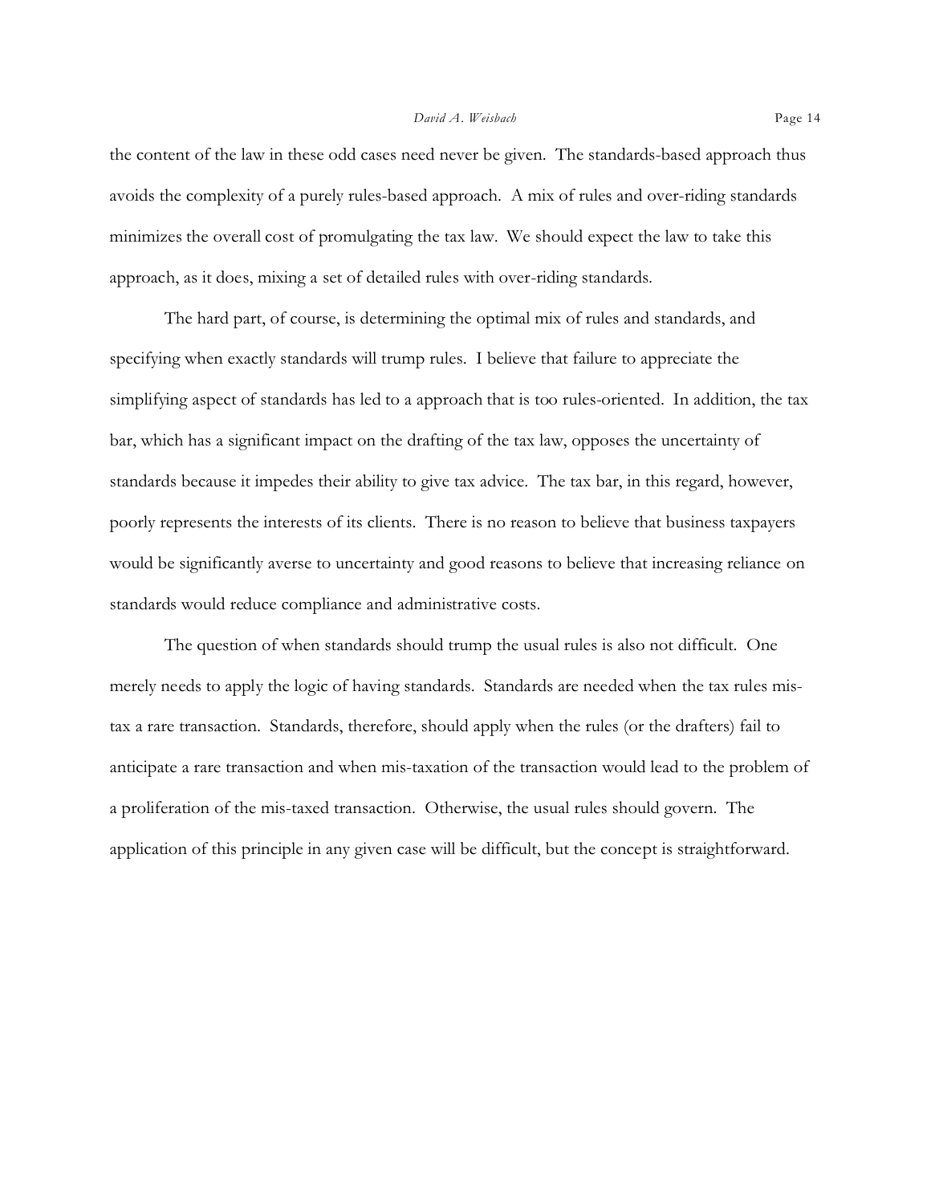the content of the law in these odd cases need never be given. The standards-based approach thus avoids the complexity of a purely rules-based approach. A mix of rules and over-riding standards minimizes the overall cost of promulgating the tax law. We should expect the law to take this approach, as it does, mixing a set of detailed rules with over-riding standards.

The hard part, of course, is determining the optimal mix of rules and standards, and specifying when exactly standards will trump rules. I believe that failure to appreciate the simplifying aspect of standards has led to a approach that is too rules-oriented. In addition, the tax bar, which has a significant impact on the drafting of the tax law, opposes the uncertainty of standards because it impedes their ability to give tax advice. The tax bar, in this regard, however, poorly represents the interests of its clients. There is no reason to believe that business taxpayers would be significantly averse to uncertainty and good reasons to believe that increasing reliance on standards would reduce compliance and administrative costs.

The question of when standards should trump the usual rules is also not difficult. One merely needs to apply the logic of having standards. Standards are needed when the tax rules mis-tax a rare transaction. Standards, therefore, should apply when the rules (or the drafters) fail to anticipate a rare transaction and when mis-taxation of the transaction would lead to the problem of a proliferation of the mis-taxed transaction. Otherwise, the usual rules should govern. The application of this principle in any given case will be difficult, but the concept is straightforward.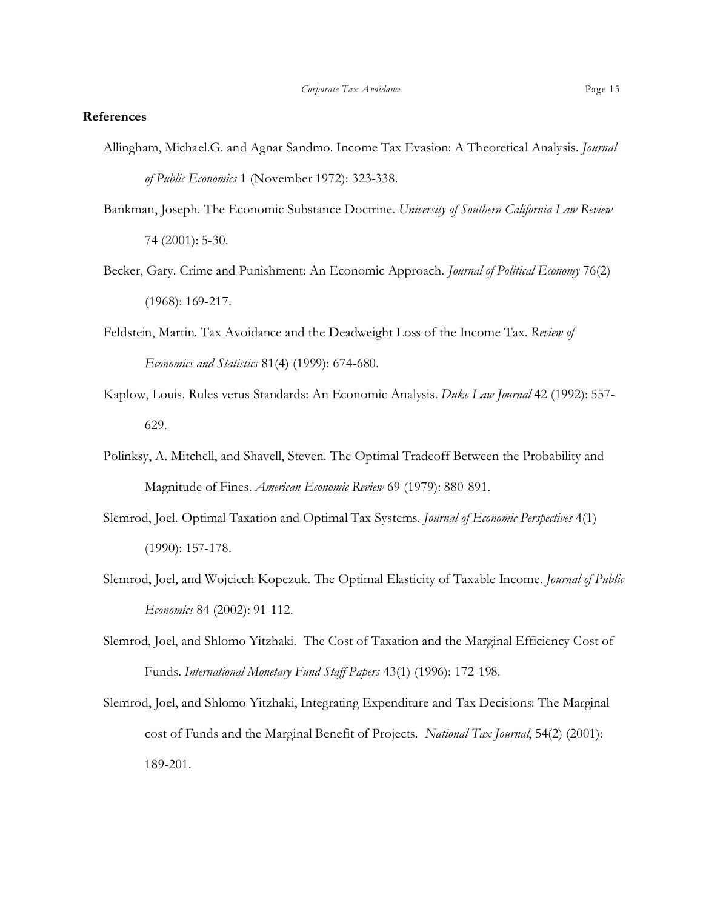## References

Allingham, Michael.G. and Agnar Sandmo. Income Tax Evasion: A Theoretical Analysis. *Journal of Public Economics* 1 (November 1972): 323-338.

Bankman, Joseph. The Economic Substance Doctrine. *University of Southern California Law Review* 74 (2001): 5-30.

Becker, Gary. Crime and Punishment: An Economic Approach. *Journal of Political Economy* 76(2) (1968): 169-217.

Feldstein, Martin. Tax Avoidance and the Deadweight Loss of the Income Tax. *Review of Economics and Statistics* 81(4) (1999): 674-680.

Kaplow, Louis. Rules verus Standards: An Economic Analysis. *Duke Law Journal* 42 (1992): 557-629.

Polinksy, A. Mitchell, and Shavell, Steven. The Optimal Tradeoff Between the Probability and Magnitude of Fines. *American Economic Review* 69 (1979): 880-891.

Slemrod, Joel. Optimal Taxation and Optimal Tax Systems. *Journal of Economic Perspectives* 4(1) (1990): 157-178.

Slemrod, Joel, and Wojciech Kopczuk. The Optimal Elasticity of Taxable Income. *Journal of Public Economics* 84 (2002): 91-112.

Slemrod, Joel, and Shlomo Yitzhaki. The Cost of Taxation and the Marginal Efficiency Cost of Funds. *International Monetary Fund Staff Papers* 43(1) (1996): 172-198.

Slemrod, Joel, and Shlomo Yitzhaki, Integrating Expenditure and Tax Decisions: The Marginal cost of Funds and the Marginal Benefit of Projects. *National Tax Journal*, 54(2) (2001): 189-201.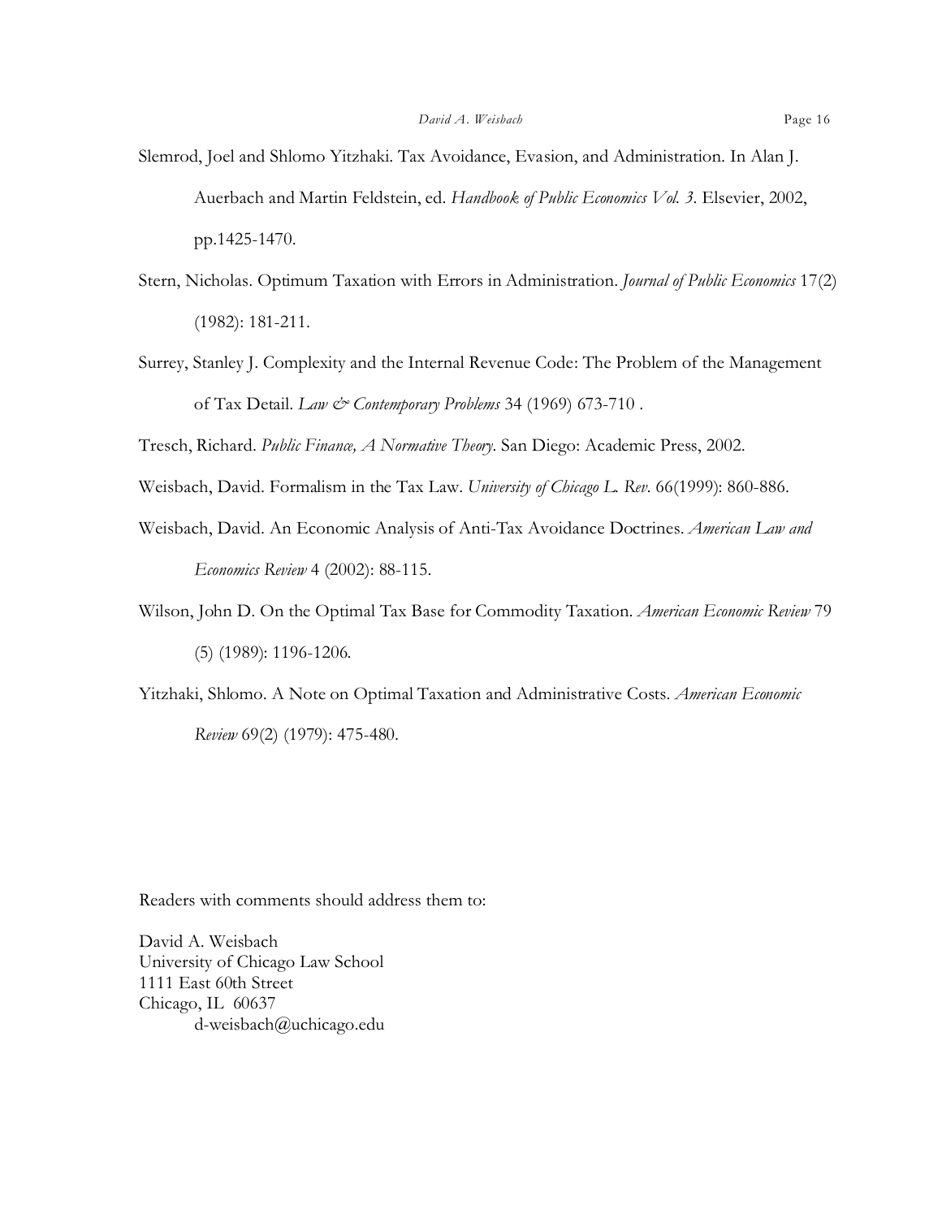Slemrod, Joel and Shlomo Yitzhaki. Tax Avoidance, Evasion, and Administration. In Alan J. Auerbach and Martin Feldstein, ed. *Handbook of Public Economics Vol. 3*. Elsevier, 2002, pp.1425-1470.

Stern, Nicholas. Optimum Taxation with Errors in Administration. *Journal of Public Economics* 17(2) (1982): 181-211.

Surrey, Stanley J. Complexity and the Internal Revenue Code: The Problem of the Management of Tax Detail. *Law & Contemporary Problems* 34 (1969) 673-710 .

Tresch, Richard. *Public Finance, A Normative Theory*. San Diego: Academic Press, 2002.

Weisbach, David. Formalism in the Tax Law. *University of Chicago L. Rev*. 66(1999): 860-886.

Weisbach, David. An Economic Analysis of Anti-Tax Avoidance Doctrines. *American Law and Economics Review* 4 (2002): 88-115.

Wilson, John D. On the Optimal Tax Base for Commodity Taxation. *American Economic Review* 79 (5) (1989): 1196-1206.

Yitzhaki, Shlomo. A Note on Optimal Taxation and Administrative Costs. *American Economic Review* 69(2) (1979): 475-480.

Readers with comments should address them to:

David A. Weisbach
University of Chicago Law School
1111 East 60th Street
Chicago, IL 60637
d-weisbach@uchicago.edu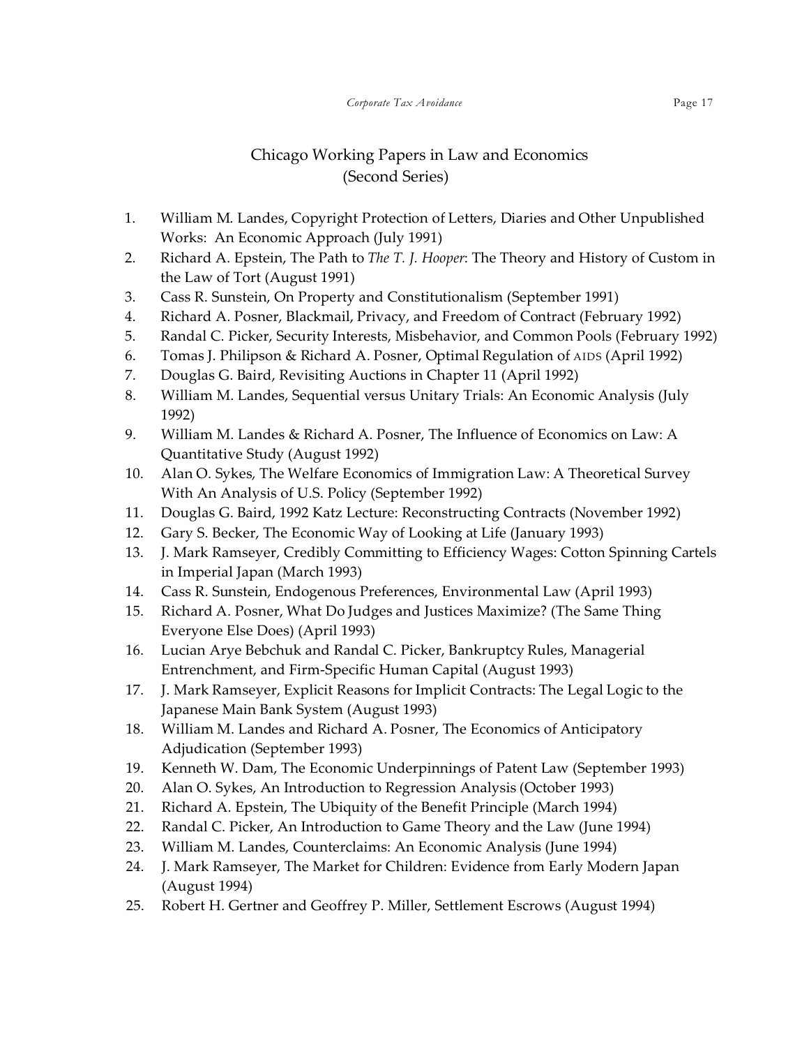## Chicago Working Papers in Law and Economics (Second Series)

1. William M. Landes, Copyright Protection of Letters, Diaries and Other Unpublished Works: An Economic Approach (July 1991)
2. Richard A. Epstein, The Path to *The T. J. Hooper*: The Theory and History of Custom in the Law of Tort (August 1991)
3. Cass R. Sunstein, On Property and Constitutionalism (September 1991)
4. Richard A. Posner, Blackmail, Privacy, and Freedom of Contract (February 1992)
5. Randal C. Picker, Security Interests, Misbehavior, and Common Pools (February 1992)
6. Tomas J. Philipson & Richard A. Posner, Optimal Regulation of AIDS (April 1992)
7. Douglas G. Baird, Revisiting Auctions in Chapter 11 (April 1992)
8. William M. Landes, Sequential versus Unitary Trials: An Economic Analysis (July 1992)
9. William M. Landes & Richard A. Posner, The Influence of Economics on Law: A Quantitative Study (August 1992)
10. Alan O. Sykes, The Welfare Economics of Immigration Law: A Theoretical Survey With An Analysis of U.S. Policy (September 1992)
11. Douglas G. Baird, 1992 Katz Lecture: Reconstructing Contracts (November 1992)
12. Gary S. Becker, The Economic Way of Looking at Life (January 1993)
13. J. Mark Ramseyer, Credibly Committing to Efficiency Wages: Cotton Spinning Cartels in Imperial Japan (March 1993)
14. Cass R. Sunstein, Endogenous Preferences, Environmental Law (April 1993)
15. Richard A. Posner, What Do Judges and Justices Maximize? (The Same Thing Everyone Else Does) (April 1993)
16. Lucian Arye Bebchuk and Randal C. Picker, Bankruptcy Rules, Managerial Entrenchment, and Firm-Specific Human Capital (August 1993)
17. J. Mark Ramseyer, Explicit Reasons for Implicit Contracts: The Legal Logic to the Japanese Main Bank System (August 1993)
18. William M. Landes and Richard A. Posner, The Economics of Anticipatory Adjudication (September 1993)
19. Kenneth W. Dam, The Economic Underpinnings of Patent Law (September 1993)
20. Alan O. Sykes, An Introduction to Regression Analysis (October 1993)
21. Richard A. Epstein, The Ubiquity of the Benefit Principle (March 1994)
22. Randal C. Picker, An Introduction to Game Theory and the Law (June 1994)
23. William M. Landes, Counterclaims: An Economic Analysis (June 1994)
24. J. Mark Ramseyer, The Market for Children: Evidence from Early Modern Japan (August 1994)
25. Robert H. Gertner and Geoffrey P. Miller, Settlement Escrows (August 1994)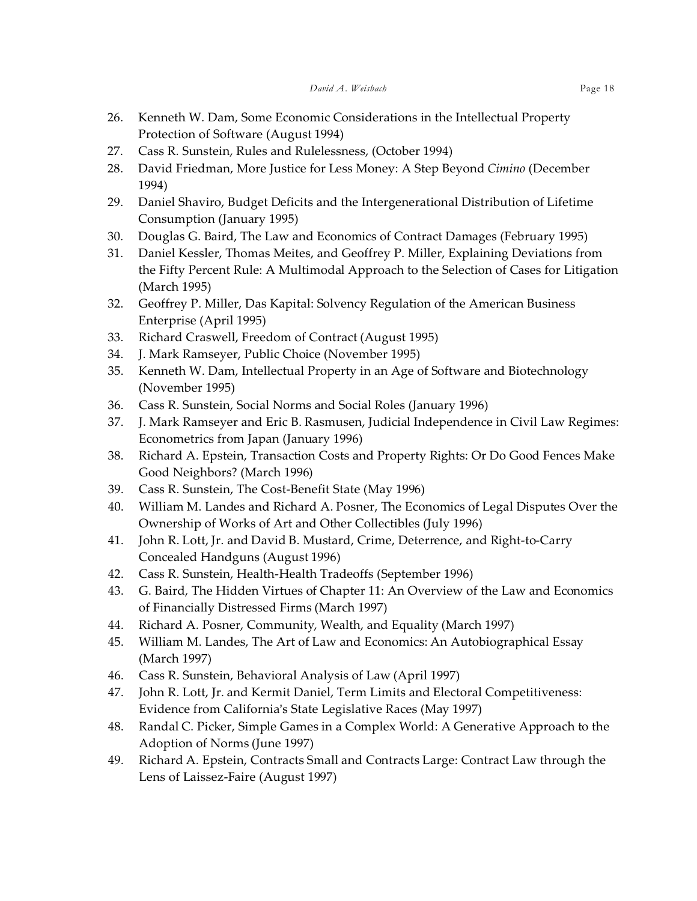26. Kenneth W. Dam, Some Economic Considerations in the Intellectual Property Protection of Software (August 1994)
27. Cass R. Sunstein, Rules and Rulelessness, (October 1994)
28. David Friedman, More Justice for Less Money: A Step Beyond *Cimino* (December 1994)
29. Daniel Shaviro, Budget Deficits and the Intergenerational Distribution of Lifetime Consumption (January 1995)
30. Douglas G. Baird, The Law and Economics of Contract Damages (February 1995)
31. Daniel Kessler, Thomas Meites, and Geoffrey P. Miller, Explaining Deviations from the Fifty Percent Rule: A Multimodal Approach to the Selection of Cases for Litigation (March 1995)
32. Geoffrey P. Miller, Das Kapital: Solvency Regulation of the American Business Enterprise (April 1995)
33. Richard Craswell, Freedom of Contract (August 1995)
34. J. Mark Ramseyer, Public Choice (November 1995)
35. Kenneth W. Dam, Intellectual Property in an Age of Software and Biotechnology (November 1995)
36. Cass R. Sunstein, Social Norms and Social Roles (January 1996)
37. J. Mark Ramseyer and Eric B. Rasmusen, Judicial Independence in Civil Law Regimes: Econometrics from Japan (January 1996)
38. Richard A. Epstein, Transaction Costs and Property Rights: Or Do Good Fences Make Good Neighbors? (March 1996)
39. Cass R. Sunstein, The Cost-Benefit State (May 1996)
40. William M. Landes and Richard A. Posner, The Economics of Legal Disputes Over the Ownership of Works of Art and Other Collectibles (July 1996)
41. John R. Lott, Jr. and David B. Mustard, Crime, Deterrence, and Right-to-Carry Concealed Handguns (August 1996)
42. Cass R. Sunstein, Health-Health Tradeoffs (September 1996)
43. G. Baird, The Hidden Virtues of Chapter 11: An Overview of the Law and Economics of Financially Distressed Firms (March 1997)
44. Richard A. Posner, Community, Wealth, and Equality (March 1997)
45. William M. Landes, The Art of Law and Economics: An Autobiographical Essay (March 1997)
46. Cass R. Sunstein, Behavioral Analysis of Law (April 1997)
47. John R. Lott, Jr. and Kermit Daniel, Term Limits and Electoral Competitiveness: Evidence from California's State Legislative Races (May 1997)
48. Randal C. Picker, Simple Games in a Complex World: A Generative Approach to the Adoption of Norms (June 1997)
49. Richard A. Epstein, Contracts Small and Contracts Large: Contract Law through the Lens of Laissez-Faire (August 1997)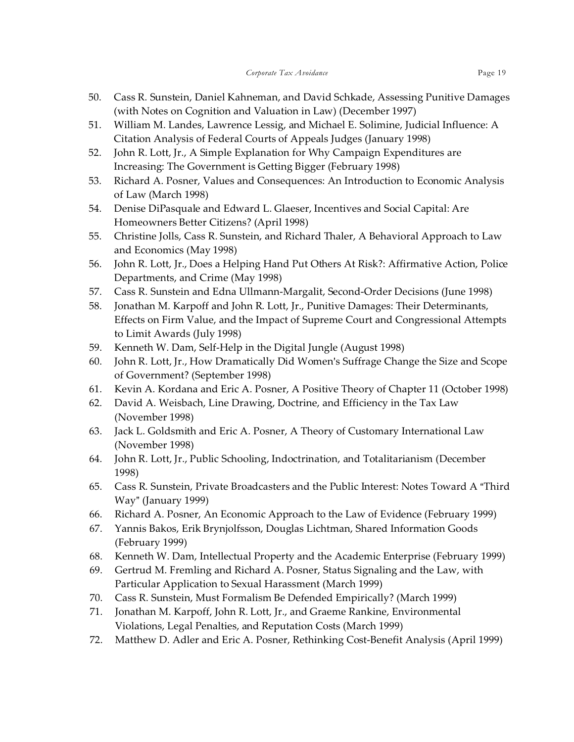50. Cass R. Sunstein, Daniel Kahneman, and David Schkade, Assessing Punitive Damages (with Notes on Cognition and Valuation in Law) (December 1997)
51. William M. Landes, Lawrence Lessig, and Michael E. Solimine, Judicial Influence: A Citation Analysis of Federal Courts of Appeals Judges (January 1998)
52. John R. Lott, Jr., A Simple Explanation for Why Campaign Expenditures are Increasing: The Government is Getting Bigger (February 1998)
53. Richard A. Posner, Values and Consequences: An Introduction to Economic Analysis of Law (March 1998)
54. Denise DiPasquale and Edward L. Glaeser, Incentives and Social Capital: Are Homeowners Better Citizens? (April 1998)
55. Christine Jolls, Cass R. Sunstein, and Richard Thaler, A Behavioral Approach to Law and Economics (May 1998)
56. John R. Lott, Jr., Does a Helping Hand Put Others At Risk?: Affirmative Action, Police Departments, and Crime (May 1998)
57. Cass R. Sunstein and Edna Ullmann-Margalit, Second-Order Decisions (June 1998)
58. Jonathan M. Karpoff and John R. Lott, Jr., Punitive Damages: Their Determinants, Effects on Firm Value, and the Impact of Supreme Court and Congressional Attempts to Limit Awards (July 1998)
59. Kenneth W. Dam, Self-Help in the Digital Jungle (August 1998)
60. John R. Lott, Jr., How Dramatically Did Women's Suffrage Change the Size and Scope of Government? (September 1998)
61. Kevin A. Kordana and Eric A. Posner, A Positive Theory of Chapter 11 (October 1998)
62. David A. Weisbach, Line Drawing, Doctrine, and Efficiency in the Tax Law (November 1998)
63. Jack L. Goldsmith and Eric A. Posner, A Theory of Customary International Law (November 1998)
64. John R. Lott, Jr., Public Schooling, Indoctrination, and Totalitarianism (December 1998)
65. Cass R. Sunstein, Private Broadcasters and the Public Interest: Notes Toward A "Third Way" (January 1999)
66. Richard A. Posner, An Economic Approach to the Law of Evidence (February 1999)
67. Yannis Bakos, Erik Brynjolfsson, Douglas Lichtman, Shared Information Goods (February 1999)
68. Kenneth W. Dam, Intellectual Property and the Academic Enterprise (February 1999)
69. Gertrud M. Fremling and Richard A. Posner, Status Signaling and the Law, with Particular Application to Sexual Harassment (March 1999)
70. Cass R. Sunstein, Must Formalism Be Defended Empirically? (March 1999)
71. Jonathan M. Karpoff, John R. Lott, Jr., and Graeme Rankine, Environmental Violations, Legal Penalties, and Reputation Costs (March 1999)
72. Matthew D. Adler and Eric A. Posner, Rethinking Cost-Benefit Analysis (April 1999)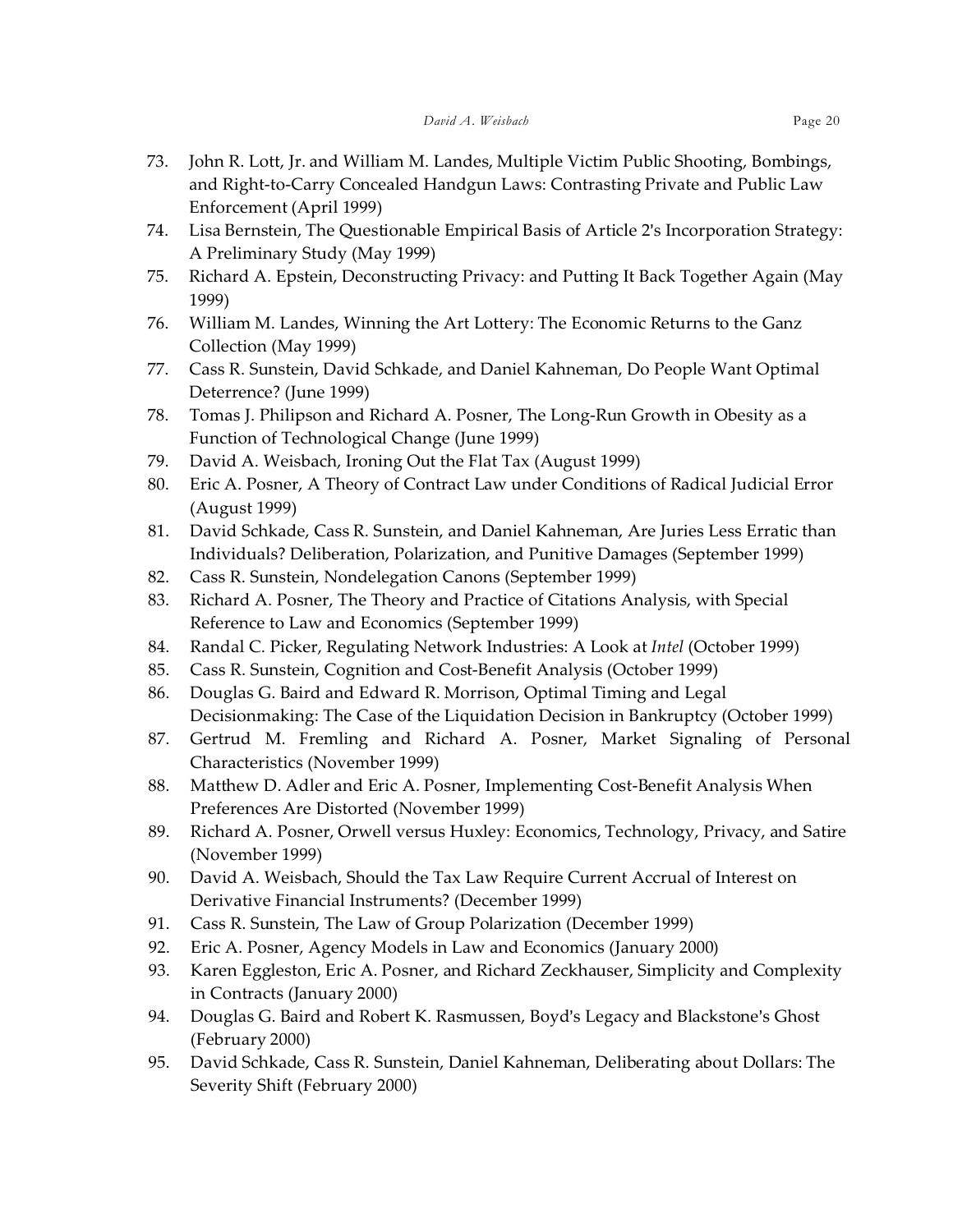73. John R. Lott, Jr. and William M. Landes, Multiple Victim Public Shooting, Bombings, and Right-to-Carry Concealed Handgun Laws: Contrasting Private and Public Law Enforcement (April 1999)
74. Lisa Bernstein, The Questionable Empirical Basis of Article 2's Incorporation Strategy: A Preliminary Study (May 1999)
75. Richard A. Epstein, Deconstructing Privacy: and Putting It Back Together Again (May 1999)
76. William M. Landes, Winning the Art Lottery: The Economic Returns to the Ganz Collection (May 1999)
77. Cass R. Sunstein, David Schkade, and Daniel Kahneman, Do People Want Optimal Deterrence? (June 1999)
78. Tomas J. Philipson and Richard A. Posner, The Long-Run Growth in Obesity as a Function of Technological Change (June 1999)
79. David A. Weisbach, Ironing Out the Flat Tax (August 1999)
80. Eric A. Posner, A Theory of Contract Law under Conditions of Radical Judicial Error (August 1999)
81. David Schkade, Cass R. Sunstein, and Daniel Kahneman, Are Juries Less Erratic than Individuals? Deliberation, Polarization, and Punitive Damages (September 1999)
82. Cass R. Sunstein, Nondelegation Canons (September 1999)
83. Richard A. Posner, The Theory and Practice of Citations Analysis, with Special Reference to Law and Economics (September 1999)
84. Randal C. Picker, Regulating Network Industries: A Look at *Intel* (October 1999)
85. Cass R. Sunstein, Cognition and Cost-Benefit Analysis (October 1999)
86. Douglas G. Baird and Edward R. Morrison, Optimal Timing and Legal Decisionmaking: The Case of the Liquidation Decision in Bankruptcy (October 1999)
87. Gertrud M. Fremling and Richard A. Posner, Market Signaling of Personal Characteristics (November 1999)
88. Matthew D. Adler and Eric A. Posner, Implementing Cost-Benefit Analysis When Preferences Are Distorted (November 1999)
89. Richard A. Posner, Orwell versus Huxley: Economics, Technology, Privacy, and Satire (November 1999)
90. David A. Weisbach, Should the Tax Law Require Current Accrual of Interest on Derivative Financial Instruments? (December 1999)
91. Cass R. Sunstein, The Law of Group Polarization (December 1999)
92. Eric A. Posner, Agency Models in Law and Economics (January 2000)
93. Karen Eggleston, Eric A. Posner, and Richard Zeckhauser, Simplicity and Complexity in Contracts (January 2000)
94. Douglas G. Baird and Robert K. Rasmussen, Boyd's Legacy and Blackstone's Ghost (February 2000)
95. David Schkade, Cass R. Sunstein, Daniel Kahneman, Deliberating about Dollars: The Severity Shift (February 2000)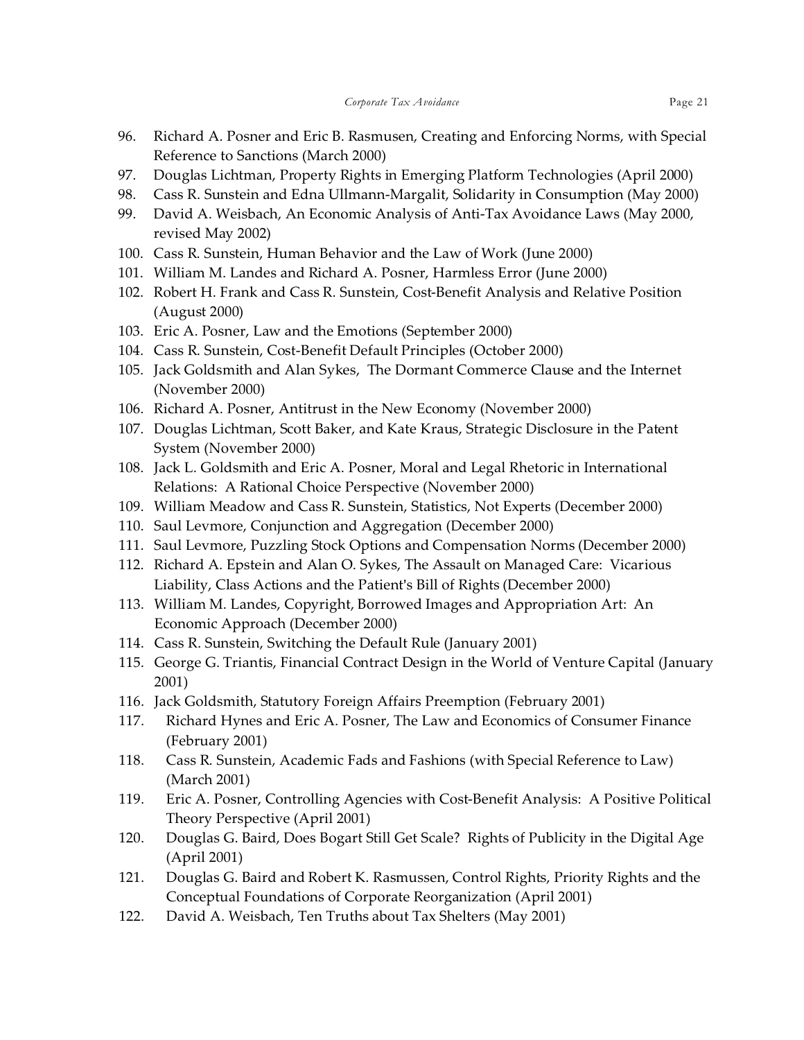96. Richard A. Posner and Eric B. Rasmusen, Creating and Enforcing Norms, with Special Reference to Sanctions (March 2000)
97. Douglas Lichtman, Property Rights in Emerging Platform Technologies (April 2000)
98. Cass R. Sunstein and Edna Ullmann-Margalit, Solidarity in Consumption (May 2000)
99. David A. Weisbach, An Economic Analysis of Anti-Tax Avoidance Laws (May 2000, revised May 2002)
100. Cass R. Sunstein, Human Behavior and the Law of Work (June 2000)
101. William M. Landes and Richard A. Posner, Harmless Error (June 2000)
102. Robert H. Frank and Cass R. Sunstein, Cost-Benefit Analysis and Relative Position (August 2000)
103. Eric A. Posner, Law and the Emotions (September 2000)
104. Cass R. Sunstein, Cost-Benefit Default Principles (October 2000)
105. Jack Goldsmith and Alan Sykes, The Dormant Commerce Clause and the Internet (November 2000)
106. Richard A. Posner, Antitrust in the New Economy (November 2000)
107. Douglas Lichtman, Scott Baker, and Kate Kraus, Strategic Disclosure in the Patent System (November 2000)
108. Jack L. Goldsmith and Eric A. Posner, Moral and Legal Rhetoric in International Relations: A Rational Choice Perspective (November 2000)
109. William Meadow and Cass R. Sunstein, Statistics, Not Experts (December 2000)
110. Saul Levmore, Conjunction and Aggregation (December 2000)
111. Saul Levmore, Puzzling Stock Options and Compensation Norms (December 2000)
112. Richard A. Epstein and Alan O. Sykes, The Assault on Managed Care: Vicarious Liability, Class Actions and the Patient's Bill of Rights (December 2000)
113. William M. Landes, Copyright, Borrowed Images and Appropriation Art: An Economic Approach (December 2000)
114. Cass R. Sunstein, Switching the Default Rule (January 2001)
115. George G. Triantis, Financial Contract Design in the World of Venture Capital (January 2001)
116. Jack Goldsmith, Statutory Foreign Affairs Preemption (February 2001)
117. Richard Hynes and Eric A. Posner, The Law and Economics of Consumer Finance (February 2001)
118. Cass R. Sunstein, Academic Fads and Fashions (with Special Reference to Law) (March 2001)
119. Eric A. Posner, Controlling Agencies with Cost-Benefit Analysis: A Positive Political Theory Perspective (April 2001)
120. Douglas G. Baird, Does Bogart Still Get Scale? Rights of Publicity in the Digital Age (April 2001)
121. Douglas G. Baird and Robert K. Rasmussen, Control Rights, Priority Rights and the Conceptual Foundations of Corporate Reorganization (April 2001)
122. David A. Weisbach, Ten Truths about Tax Shelters (May 2001)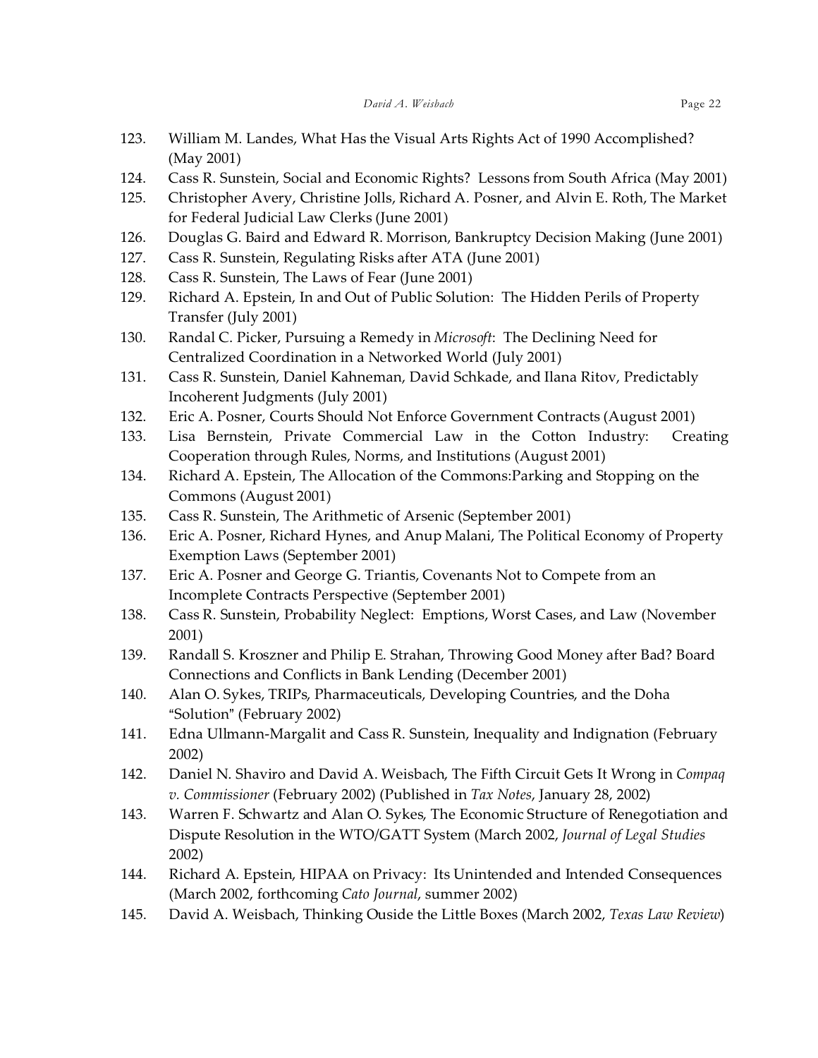123. William M. Landes, What Has the Visual Arts Rights Act of 1990 Accomplished? (May 2001)
124. Cass R. Sunstein, Social and Economic Rights? Lessons from South Africa (May 2001)
125. Christopher Avery, Christine Jolls, Richard A. Posner, and Alvin E. Roth, The Market for Federal Judicial Law Clerks (June 2001)
126. Douglas G. Baird and Edward R. Morrison, Bankruptcy Decision Making (June 2001)
127. Cass R. Sunstein, Regulating Risks after ATA (June 2001)
128. Cass R. Sunstein, The Laws of Fear (June 2001)
129. Richard A. Epstein, In and Out of Public Solution: The Hidden Perils of Property Transfer (July 2001)
130. Randal C. Picker, Pursuing a Remedy in *Microsoft*: The Declining Need for Centralized Coordination in a Networked World (July 2001)
131. Cass R. Sunstein, Daniel Kahneman, David Schkade, and Ilana Ritov, Predictably Incoherent Judgments (July 2001)
132. Eric A. Posner, Courts Should Not Enforce Government Contracts (August 2001)
133. Lisa Bernstein, Private Commercial Law in the Cotton Industry: Creating Cooperation through Rules, Norms, and Institutions (August 2001)
134. Richard A. Epstein, The Allocation of the Commons:Parking and Stopping on the Commons (August 2001)
135. Cass R. Sunstein, The Arithmetic of Arsenic (September 2001)
136. Eric A. Posner, Richard Hynes, and Anup Malani, The Political Economy of Property Exemption Laws (September 2001)
137. Eric A. Posner and George G. Triantis, Covenants Not to Compete from an Incomplete Contracts Perspective (September 2001)
138. Cass R. Sunstein, Probability Neglect: Emptions, Worst Cases, and Law (November 2001)
139. Randall S. Kroszner and Philip E. Strahan, Throwing Good Money after Bad? Board Connections and Conflicts in Bank Lending (December 2001)
140. Alan O. Sykes, TRIPs, Pharmaceuticals, Developing Countries, and the Doha "Solution" (February 2002)
141. Edna Ullmann-Margalit and Cass R. Sunstein, Inequality and Indignation (February 2002)
142. Daniel N. Shaviro and David A. Weisbach, The Fifth Circuit Gets It Wrong in *Compaq v. Commissioner* (February 2002) (Published in *Tax Notes*, January 28, 2002)
143. Warren F. Schwartz and Alan O. Sykes, The Economic Structure of Renegotiation and Dispute Resolution in the WTO/GATT System (March 2002, *Journal of Legal Studies* 2002)
144. Richard A. Epstein, HIPAA on Privacy: Its Unintended and Intended Consequences (March 2002, forthcoming *Cato Journal*, summer 2002)
145. David A. Weisbach, Thinking Ouside the Little Boxes (March 2002, *Texas Law Review*)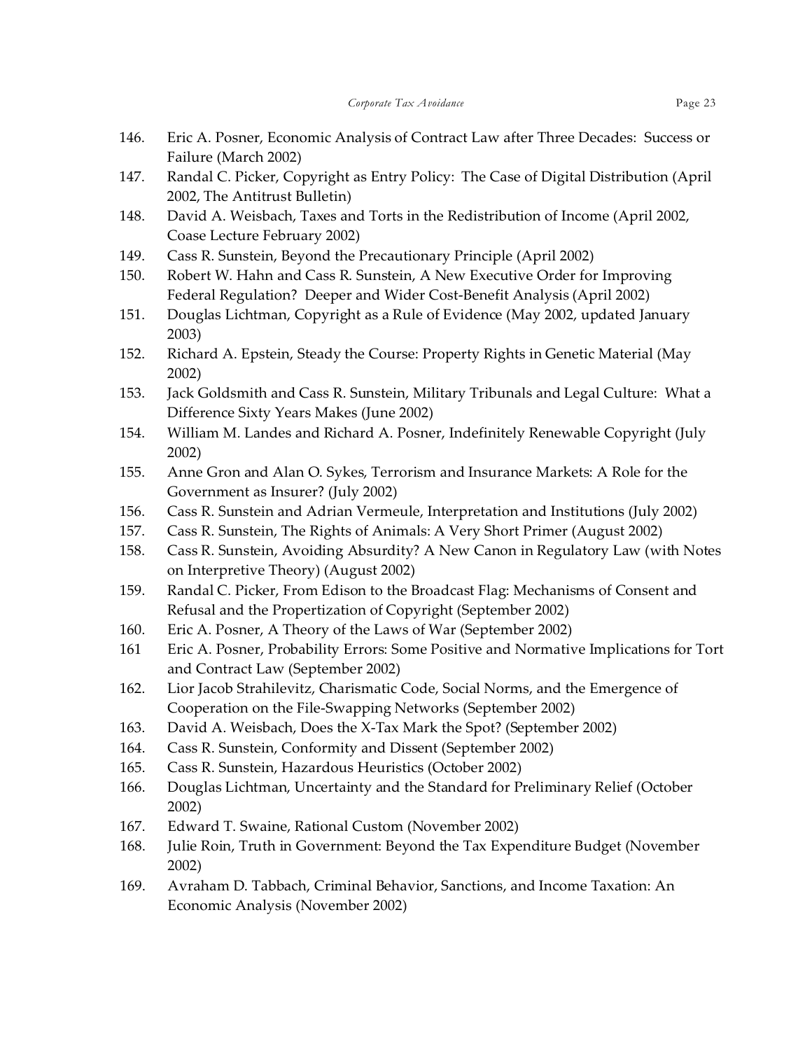146. Eric A. Posner, Economic Analysis of Contract Law after Three Decades: Success or Failure (March 2002)
147. Randal C. Picker, Copyright as Entry Policy: The Case of Digital Distribution (April 2002, The Antitrust Bulletin)
148. David A. Weisbach, Taxes and Torts in the Redistribution of Income (April 2002, Coase Lecture February 2002)
149. Cass R. Sunstein, Beyond the Precautionary Principle (April 2002)
150. Robert W. Hahn and Cass R. Sunstein, A New Executive Order for Improving Federal Regulation? Deeper and Wider Cost-Benefit Analysis (April 2002)
151. Douglas Lichtman, Copyright as a Rule of Evidence (May 2002, updated January 2003)
152. Richard A. Epstein, Steady the Course: Property Rights in Genetic Material (May 2002)
153. Jack Goldsmith and Cass R. Sunstein, Military Tribunals and Legal Culture: What a Difference Sixty Years Makes (June 2002)
154. William M. Landes and Richard A. Posner, Indefinitely Renewable Copyright (July 2002)
155. Anne Gron and Alan O. Sykes, Terrorism and Insurance Markets: A Role for the Government as Insurer? (July 2002)
156. Cass R. Sunstein and Adrian Vermeule, Interpretation and Institutions (July 2002)
157. Cass R. Sunstein, The Rights of Animals: A Very Short Primer (August 2002)
158. Cass R. Sunstein, Avoiding Absurdity? A New Canon in Regulatory Law (with Notes on Interpretive Theory) (August 2002)
159. Randal C. Picker, From Edison to the Broadcast Flag: Mechanisms of Consent and Refusal and the Propertization of Copyright (September 2002)
160. Eric A. Posner, A Theory of the Laws of War (September 2002)
161 Eric A. Posner, Probability Errors: Some Positive and Normative Implications for Tort and Contract Law (September 2002)
162. Lior Jacob Strahilevitz, Charismatic Code, Social Norms, and the Emergence of Cooperation on the File-Swapping Networks (September 2002)
163. David A. Weisbach, Does the X-Tax Mark the Spot? (September 2002)
164. Cass R. Sunstein, Conformity and Dissent (September 2002)
165. Cass R. Sunstein, Hazardous Heuristics (October 2002)
166. Douglas Lichtman, Uncertainty and the Standard for Preliminary Relief (October 2002)
167. Edward T. Swaine, Rational Custom (November 2002)
168. Julie Roin, Truth in Government: Beyond the Tax Expenditure Budget (November 2002)
169. Avraham D. Tabbach, Criminal Behavior, Sanctions, and Income Taxation: An Economic Analysis (November 2002)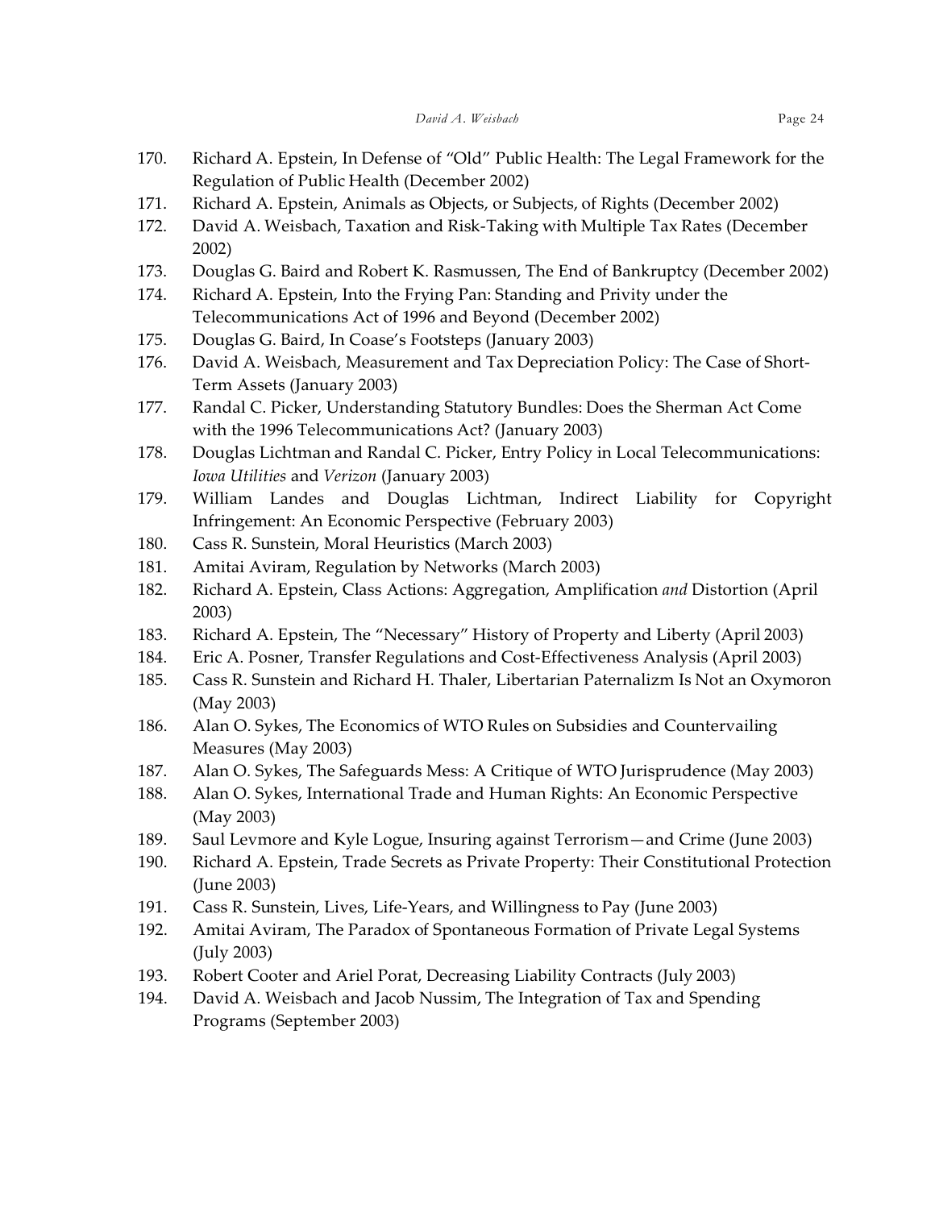170. Richard A. Epstein, In Defense of "Old" Public Health: The Legal Framework for the Regulation of Public Health (December 2002)
171. Richard A. Epstein, Animals as Objects, or Subjects, of Rights (December 2002)
172. David A. Weisbach, Taxation and Risk-Taking with Multiple Tax Rates (December 2002)
173. Douglas G. Baird and Robert K. Rasmussen, The End of Bankruptcy (December 2002)
174. Richard A. Epstein, Into the Frying Pan: Standing and Privity under the Telecommunications Act of 1996 and Beyond (December 2002)
175. Douglas G. Baird, In Coase's Footsteps (January 2003)
176. David A. Weisbach, Measurement and Tax Depreciation Policy: The Case of Short-Term Assets (January 2003)
177. Randal C. Picker, Understanding Statutory Bundles: Does the Sherman Act Come with the 1996 Telecommunications Act? (January 2003)
178. Douglas Lichtman and Randal C. Picker, Entry Policy in Local Telecommunications: *Iowa Utilities* and *Verizon* (January 2003)
179. William Landes and Douglas Lichtman, Indirect Liability for Copyright Infringement: An Economic Perspective (February 2003)
180. Cass R. Sunstein, Moral Heuristics (March 2003)
181. Amitai Aviram, Regulation by Networks (March 2003)
182. Richard A. Epstein, Class Actions: Aggregation, Amplification *and* Distortion (April 2003)
183. Richard A. Epstein, The "Necessary" History of Property and Liberty (April 2003)
184. Eric A. Posner, Transfer Regulations and Cost-Effectiveness Analysis (April 2003)
185. Cass R. Sunstein and Richard H. Thaler, Libertarian Paternalizm Is Not an Oxymoron (May 2003)
186. Alan O. Sykes, The Economics of WTO Rules on Subsidies and Countervailing Measures (May 2003)
187. Alan O. Sykes, The Safeguards Mess: A Critique of WTO Jurisprudence (May 2003)
188. Alan O. Sykes, International Trade and Human Rights: An Economic Perspective (May 2003)
189. Saul Levmore and Kyle Logue, Insuring against Terrorism—and Crime (June 2003)
190. Richard A. Epstein, Trade Secrets as Private Property: Their Constitutional Protection (June 2003)
191. Cass R. Sunstein, Lives, Life-Years, and Willingness to Pay (June 2003)
192. Amitai Aviram, The Paradox of Spontaneous Formation of Private Legal Systems (July 2003)
193. Robert Cooter and Ariel Porat, Decreasing Liability Contracts (July 2003)
194. David A. Weisbach and Jacob Nussim, The Integration of Tax and Spending Programs (September 2003)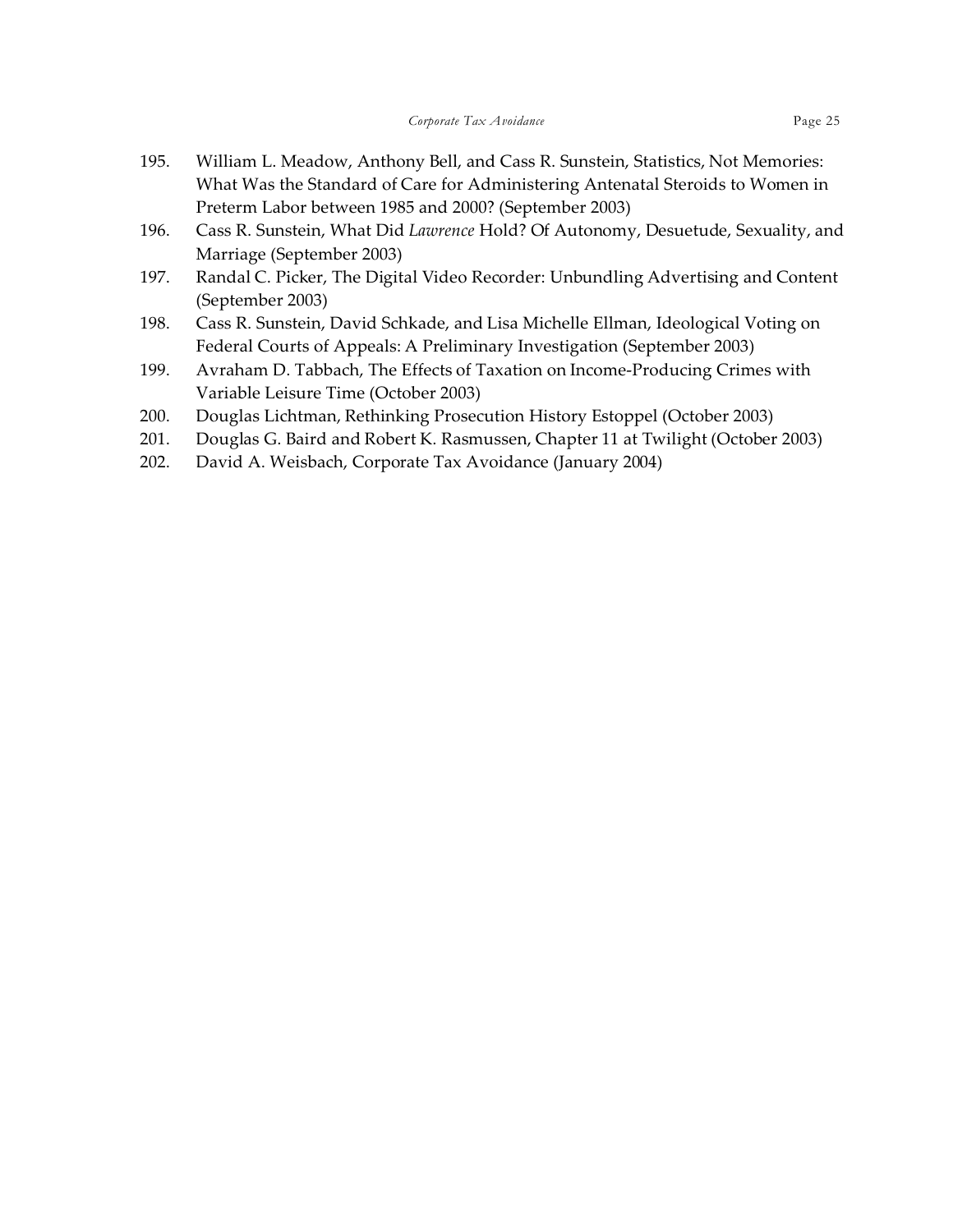195. William L. Meadow, Anthony Bell, and Cass R. Sunstein, Statistics, Not Memories: What Was the Standard of Care for Administering Antenatal Steroids to Women in Preterm Labor between 1985 and 2000? (September 2003)
196. Cass R. Sunstein, What Did *Lawrence* Hold? Of Autonomy, Desuetude, Sexuality, and Marriage (September 2003)
197. Randal C. Picker, The Digital Video Recorder: Unbundling Advertising and Content (September 2003)
198. Cass R. Sunstein, David Schkade, and Lisa Michelle Ellman, Ideological Voting on Federal Courts of Appeals: A Preliminary Investigation (September 2003)
199. Avraham D. Tabbach, The Effects of Taxation on Income-Producing Crimes with Variable Leisure Time (October 2003)
200. Douglas Lichtman, Rethinking Prosecution History Estoppel (October 2003)
201. Douglas G. Baird and Robert K. Rasmussen, Chapter 11 at Twilight (October 2003)
202. David A. Weisbach, Corporate Tax Avoidance (January 2004)